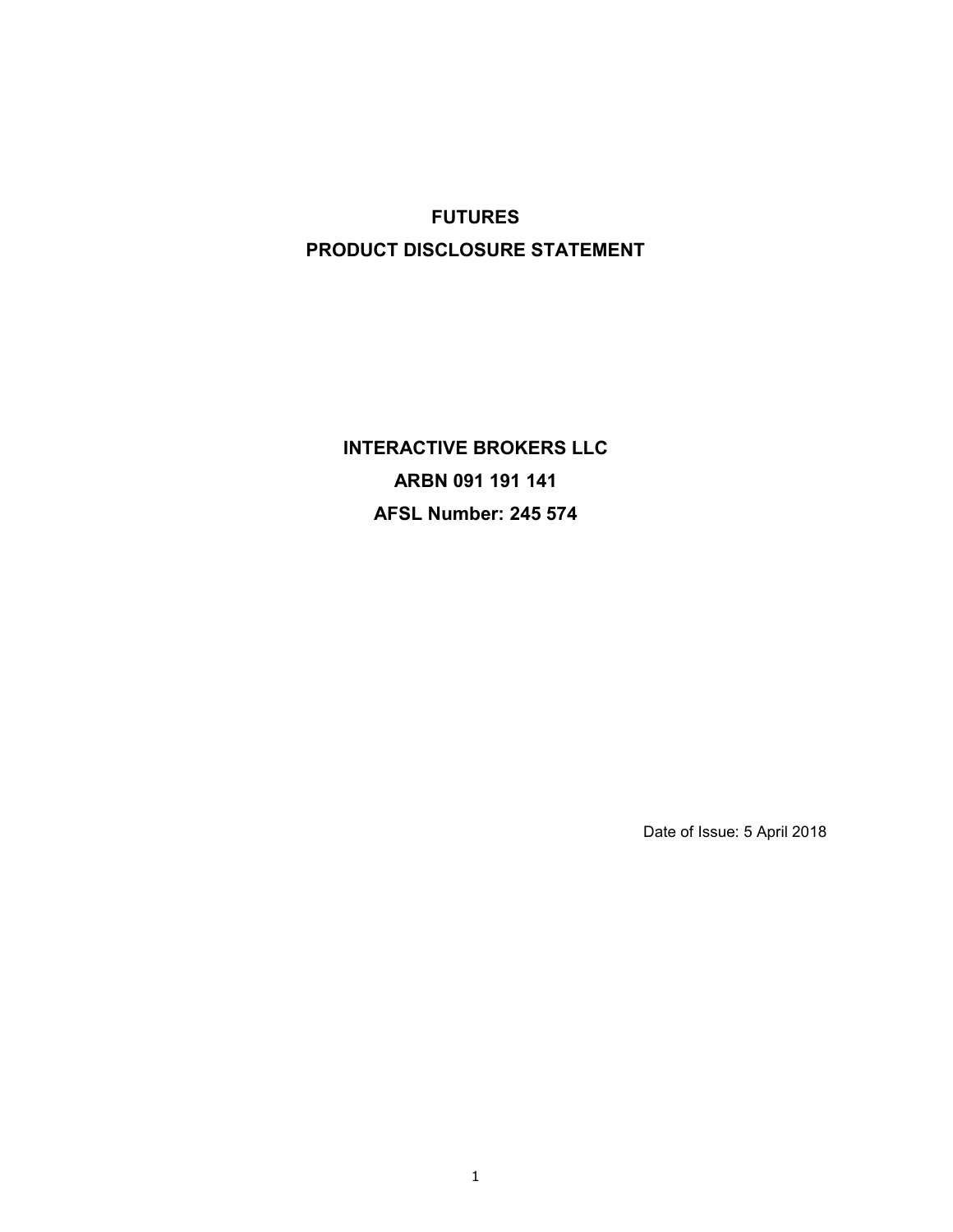# FUTURES
# PRODUCT DISCLOSURE STATEMENT

**INTERACTIVE BROKERS LLC**

**ARBN 091 191 141**

**AFSL Number: 245 574**

Date of Issue: 5 April 2018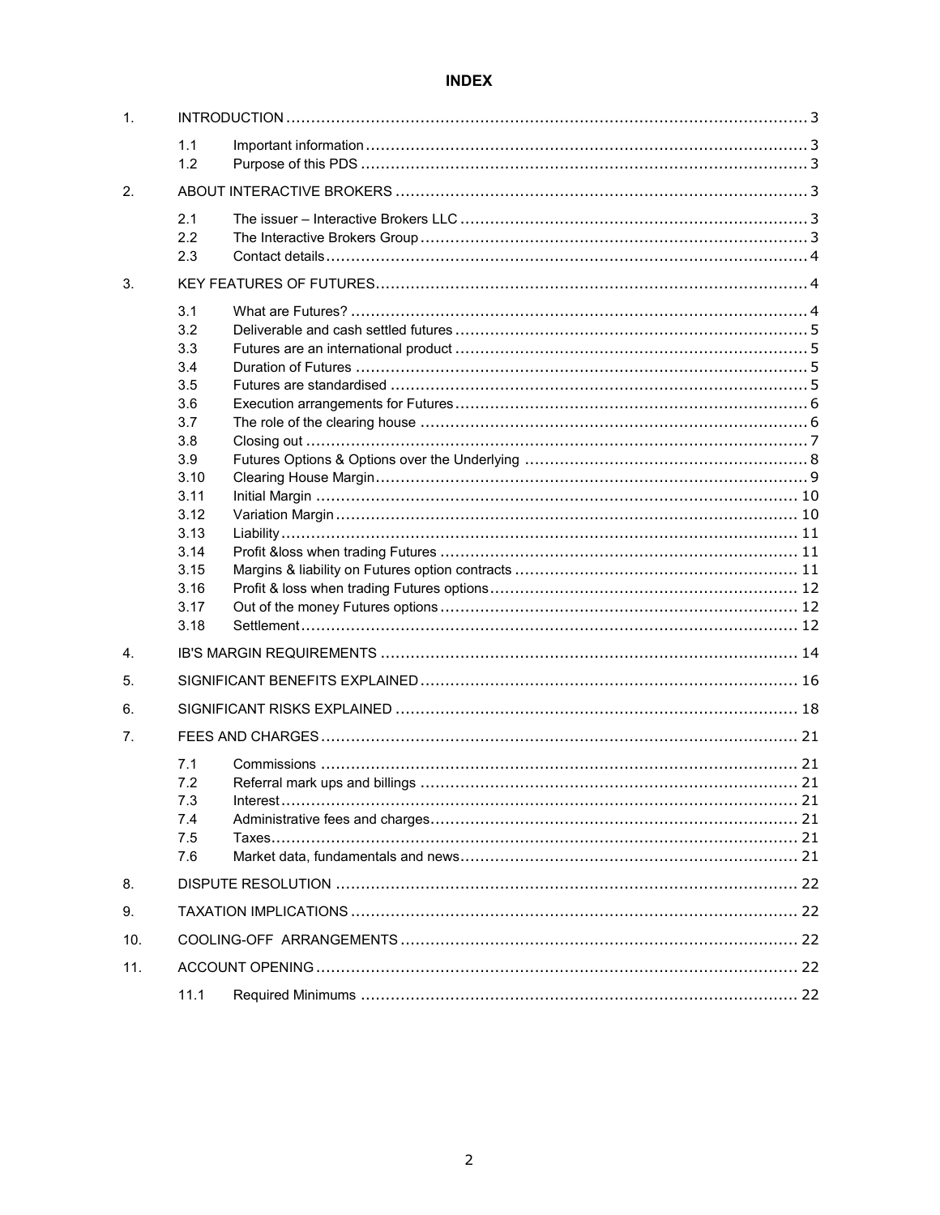# INDEX

| | | | |
|---|---|---|---|
| 1. | INTRODUCTION | | 3 |
| | 1.1 | Important information | 3 |
| | 1.2 | Purpose of this PDS | 3 |
| 2. | ABOUT INTERACTIVE BROKERS | | 3 |
| | 2.1 | The issuer – Interactive Brokers LLC | 3 |
| | 2.2 | The Interactive Brokers Group | 3 |
| | 2.3 | Contact details | 4 |
| 3. | KEY FEATURES OF FUTURES | | 4 |
| | 3.1 | What are Futures? | 4 |
| | 3.2 | Deliverable and cash settled futures | 5 |
| | 3.3 | Futures are an international product | 5 |
| | 3.4 | Duration of Futures | 5 |
| | 3.5 | Futures are standardised | 5 |
| | 3.6 | Execution arrangements for Futures | 6 |
| | 3.7 | The role of the clearing house | 6 |
| | 3.8 | Closing out | 7 |
| | 3.9 | Futures Options & Options over the Underlying | 8 |
| | 3.10 | Clearing House Margin | 9 |
| | 3.11 | Initial Margin | 10 |
| | 3.12 | Variation Margin | 10 |
| | 3.13 | Liability | 11 |
| | 3.14 | Profit &loss when trading Futures | 11 |
| | 3.15 | Margins & liability on Futures option contracts | 11 |
| | 3.16 | Profit & loss when trading Futures options | 12 |
| | 3.17 | Out of the money Futures options | 12 |
| | 3.18 | Settlement | 12 |
| 4. | IB'S MARGIN REQUIREMENTS | | 14 |
| 5. | SIGNIFICANT BENEFITS EXPLAINED | | 16 |
| 6. | SIGNIFICANT RISKS EXPLAINED | | 18 |
| 7. | FEES AND CHARGES | | 21 |
| | 7.1 | Commissions | 21 |
| | 7.2 | Referral mark ups and billings | 21 |
| | 7.3 | Interest | 21 |
| | 7.4 | Administrative fees and charges | 21 |
| | 7.5 | Taxes | 21 |
| | 7.6 | Market data, fundamentals and news | 21 |
| 8. | DISPUTE RESOLUTION | | 22 |
| 9. | TAXATION IMPLICATIONS | | 22 |
| 10. | COOLING-OFF ARRANGEMENTS | | 22 |
| 11. | ACCOUNT OPENING | | 22 |
| | 11.1 | Required Minimums | 22 |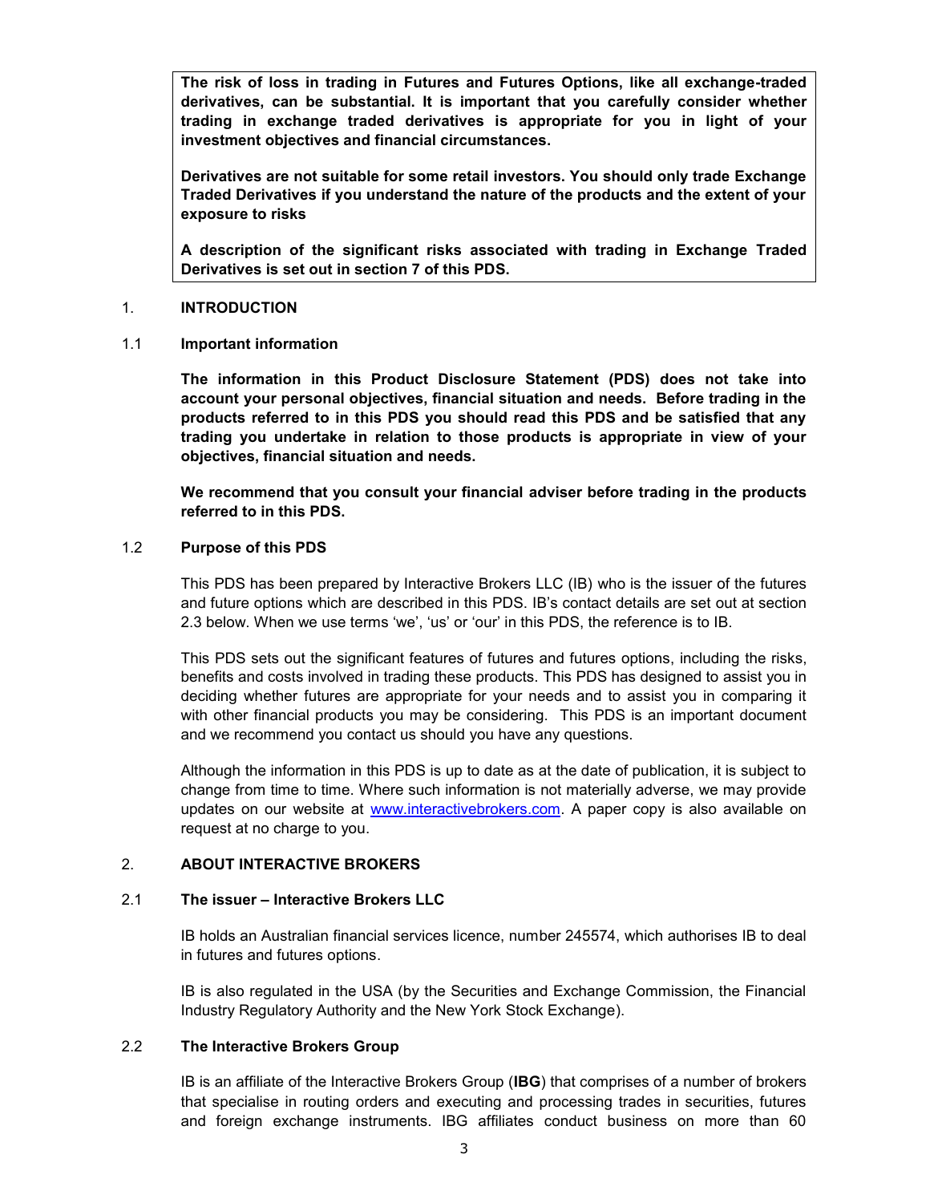**The risk of loss in trading in Futures and Futures Options, like all exchange-traded derivatives, can be substantial. It is important that you carefully consider whether trading in exchange traded derivatives is appropriate for you in light of your investment objectives and financial circumstances.**

**Derivatives are not suitable for some retail investors. You should only trade Exchange Traded Derivatives if you understand the nature of the products and the extent of your exposure to risks**

**A description of the significant risks associated with trading in Exchange Traded Derivatives is set out in section 7 of this PDS.**

## 1. INTRODUCTION

### 1.1 Important information

**The information in this Product Disclosure Statement (PDS) does not take into account your personal objectives, financial situation and needs. Before trading in the products referred to in this PDS you should read this PDS and be satisfied that any trading you undertake in relation to those products is appropriate in view of your objectives, financial situation and needs.**

**We recommend that you consult your financial adviser before trading in the products referred to in this PDS.**

### 1.2 Purpose of this PDS

This PDS has been prepared by Interactive Brokers LLC (IB) who is the issuer of the futures and future options which are described in this PDS. IB's contact details are set out at section 2.3 below. When we use terms 'we', 'us' or 'our' in this PDS, the reference is to IB.

This PDS sets out the significant features of futures and futures options, including the risks, benefits and costs involved in trading these products. This PDS has designed to assist you in deciding whether futures are appropriate for your needs and to assist you in comparing it with other financial products you may be considering. This PDS is an important document and we recommend you contact us should you have any questions.

Although the information in this PDS is up to date as at the date of publication, it is subject to change from time to time. Where such information is not materially adverse, we may provide updates on our website at www.interactivebrokers.com. A paper copy is also available on request at no charge to you.

## 2. ABOUT INTERACTIVE BROKERS

### 2.1 The issuer – Interactive Brokers LLC

IB holds an Australian financial services licence, number 245574, which authorises IB to deal in futures and futures options.

IB is also regulated in the USA (by the Securities and Exchange Commission, the Financial Industry Regulatory Authority and the New York Stock Exchange).

### 2.2 The Interactive Brokers Group

IB is an affiliate of the Interactive Brokers Group (**IBG**) that comprises of a number of brokers that specialise in routing orders and executing and processing trades in securities, futures and foreign exchange instruments. IBG affiliates conduct business on more than 60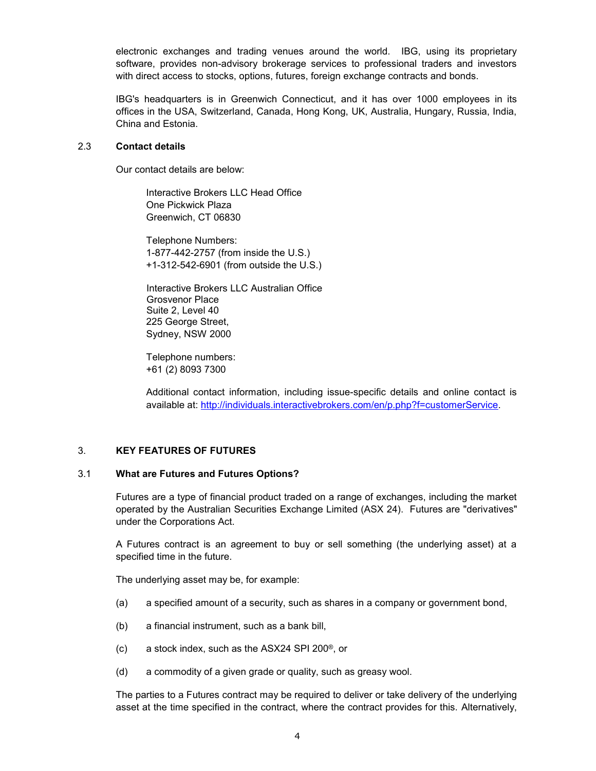electronic exchanges and trading venues around the world. IBG, using its proprietary software, provides non-advisory brokerage services to professional traders and investors with direct access to stocks, options, futures, foreign exchange contracts and bonds.

IBG's headquarters is in Greenwich Connecticut, and it has over 1000 employees in its offices in the USA, Switzerland, Canada, Hong Kong, UK, Australia, Hungary, Russia, India, China and Estonia.

### 2.3 Contact details

Our contact details are below:

Interactive Brokers LLC Head Office
One Pickwick Plaza
Greenwich, CT 06830

Telephone Numbers:
1-877-442-2757 (from inside the U.S.)
+1-312-542-6901 (from outside the U.S.)

Interactive Brokers LLC Australian Office
Grosvenor Place
Suite 2, Level 40
225 George Street,
Sydney, NSW 2000

Telephone numbers:
+61 (2) 8093 7300

Additional contact information, including issue-specific details and online contact is available at: [http://individuals.interactivebrokers.com/en/p.php?f=customerService](http://individuals.interactivebrokers.com/en/p.php?f=customerService).

## 3. KEY FEATURES OF FUTURES

### 3.1 What are Futures and Futures Options?

Futures are a type of financial product traded on a range of exchanges, including the market operated by the Australian Securities Exchange Limited (ASX 24). Futures are "derivatives" under the Corporations Act.

A Futures contract is an agreement to buy or sell something (the underlying asset) at a specified time in the future.

The underlying asset may be, for example:

(a) a specified amount of a security, such as shares in a company or government bond,

(b) a financial instrument, such as a bank bill,

(c) a stock index, such as the ASX24 SPI 200®, or

(d) a commodity of a given grade or quality, such as greasy wool.

The parties to a Futures contract may be required to deliver or take delivery of the underlying asset at the time specified in the contract, where the contract provides for this. Alternatively,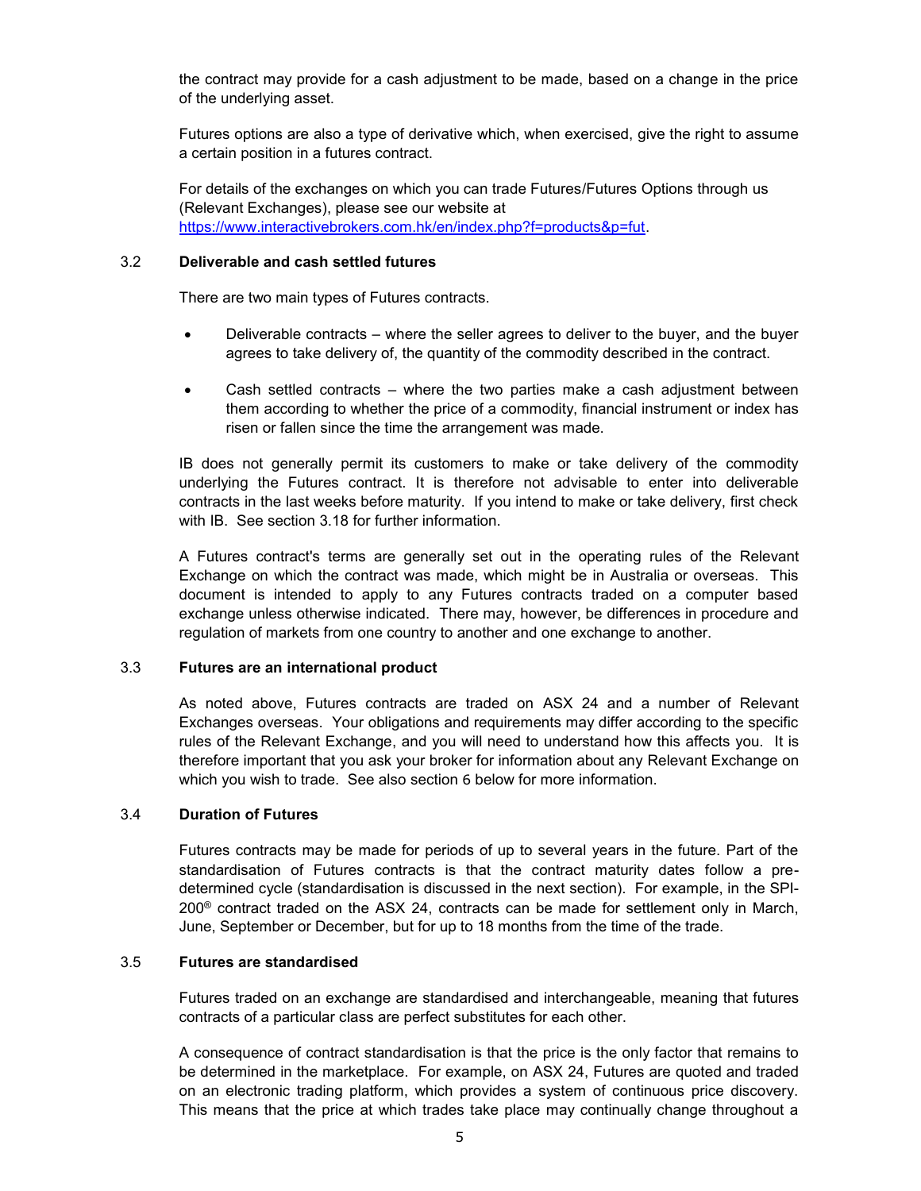the contract may provide for a cash adjustment to be made, based on a change in the price of the underlying asset.

Futures options are also a type of derivative which, when exercised, give the right to assume a certain position in a futures contract.

For details of the exchanges on which you can trade Futures/Futures Options through us (Relevant Exchanges), please see our website at https://www.interactivebrokers.com.hk/en/index.php?f=products&p=fut.

### 3.2 Deliverable and cash settled futures

There are two main types of Futures contracts.

- Deliverable contracts – where the seller agrees to deliver to the buyer, and the buyer agrees to take delivery of, the quantity of the commodity described in the contract.
- Cash settled contracts – where the two parties make a cash adjustment between them according to whether the price of a commodity, financial instrument or index has risen or fallen since the time the arrangement was made.

IB does not generally permit its customers to make or take delivery of the commodity underlying the Futures contract. It is therefore not advisable to enter into deliverable contracts in the last weeks before maturity. If you intend to make or take delivery, first check with IB. See section 3.18 for further information.

A Futures contract's terms are generally set out in the operating rules of the Relevant Exchange on which the contract was made, which might be in Australia or overseas. This document is intended to apply to any Futures contracts traded on a computer based exchange unless otherwise indicated. There may, however, be differences in procedure and regulation of markets from one country to another and one exchange to another.

### 3.3 Futures are an international product

As noted above, Futures contracts are traded on ASX 24 and a number of Relevant Exchanges overseas. Your obligations and requirements may differ according to the specific rules of the Relevant Exchange, and you will need to understand how this affects you. It is therefore important that you ask your broker for information about any Relevant Exchange on which you wish to trade. See also section 6 below for more information.

### 3.4 Duration of Futures

Futures contracts may be made for periods of up to several years in the future. Part of the standardisation of Futures contracts is that the contract maturity dates follow a pre-determined cycle (standardisation is discussed in the next section). For example, in the SPI-200® contract traded on the ASX 24, contracts can be made for settlement only in March, June, September or December, but for up to 18 months from the time of the trade.

### 3.5 Futures are standardised

Futures traded on an exchange are standardised and interchangeable, meaning that futures contracts of a particular class are perfect substitutes for each other.

A consequence of contract standardisation is that the price is the only factor that remains to be determined in the marketplace. For example, on ASX 24, Futures are quoted and traded on an electronic trading platform, which provides a system of continuous price discovery. This means that the price at which trades take place may continually change throughout a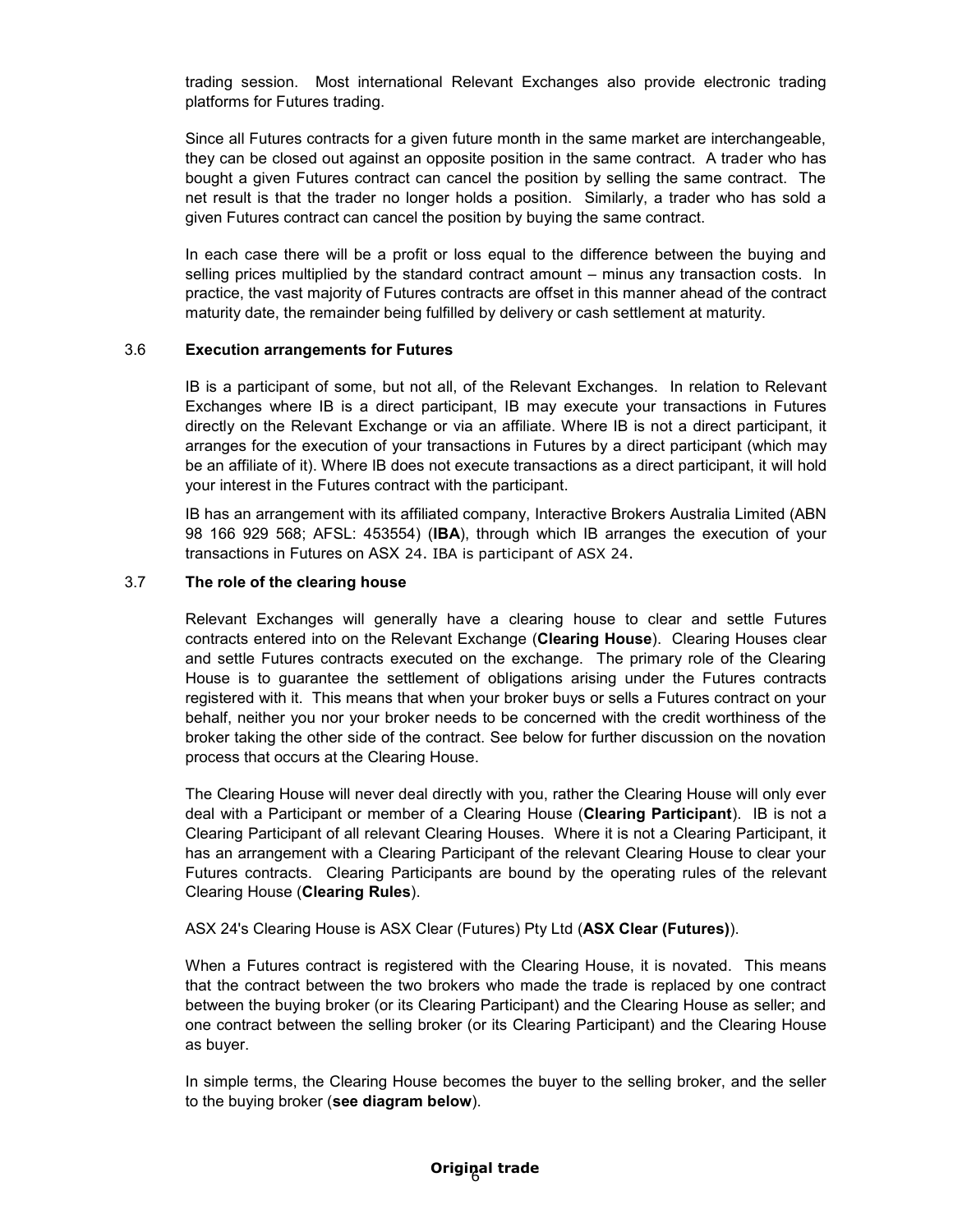trading session. Most international Relevant Exchanges also provide electronic trading platforms for Futures trading.

Since all Futures contracts for a given future month in the same market are interchangeable, they can be closed out against an opposite position in the same contract. A trader who has bought a given Futures contract can cancel the position by selling the same contract. The net result is that the trader no longer holds a position. Similarly, a trader who has sold a given Futures contract can cancel the position by buying the same contract.

In each case there will be a profit or loss equal to the difference between the buying and selling prices multiplied by the standard contract amount – minus any transaction costs. In practice, the vast majority of Futures contracts are offset in this manner ahead of the contract maturity date, the remainder being fulfilled by delivery or cash settlement at maturity.

### 3.6 Execution arrangements for Futures

IB is a participant of some, but not all, of the Relevant Exchanges. In relation to Relevant Exchanges where IB is a direct participant, IB may execute your transactions in Futures directly on the Relevant Exchange or via an affiliate. Where IB is not a direct participant, it arranges for the execution of your transactions in Futures by a direct participant (which may be an affiliate of it). Where IB does not execute transactions as a direct participant, it will hold your interest in the Futures contract with the participant.

IB has an arrangement with its affiliated company, Interactive Brokers Australia Limited (ABN 98 166 929 568; AFSL: 453554) (**IBA**), through which IB arranges the execution of your transactions in Futures on ASX 24. IBA is participant of ASX 24.

### 3.7 The role of the clearing house

Relevant Exchanges will generally have a clearing house to clear and settle Futures contracts entered into on the Relevant Exchange (**Clearing House**). Clearing Houses clear and settle Futures contracts executed on the exchange. The primary role of the Clearing House is to guarantee the settlement of obligations arising under the Futures contracts registered with it. This means that when your broker buys or sells a Futures contract on your behalf, neither you nor your broker needs to be concerned with the credit worthiness of the broker taking the other side of the contract. See below for further discussion on the novation process that occurs at the Clearing House.

The Clearing House will never deal directly with you, rather the Clearing House will only ever deal with a Participant or member of a Clearing House (**Clearing Participant**). IB is not a Clearing Participant of all relevant Clearing Houses. Where it is not a Clearing Participant, it has an arrangement with a Clearing Participant of the relevant Clearing House to clear your Futures contracts. Clearing Participants are bound by the operating rules of the relevant Clearing House (**Clearing Rules**).

ASX 24's Clearing House is ASX Clear (Futures) Pty Ltd (**ASX Clear (Futures)**).

When a Futures contract is registered with the Clearing House, it is novated. This means that the contract between the two brokers who made the trade is replaced by one contract between the buying broker (or its Clearing Participant) and the Clearing House as seller; and one contract between the selling broker (or its Clearing Participant) and the Clearing House as buyer.

In simple terms, the Clearing House becomes the buyer to the selling broker, and the seller to the buying broker (**see diagram below**).

**Original trade**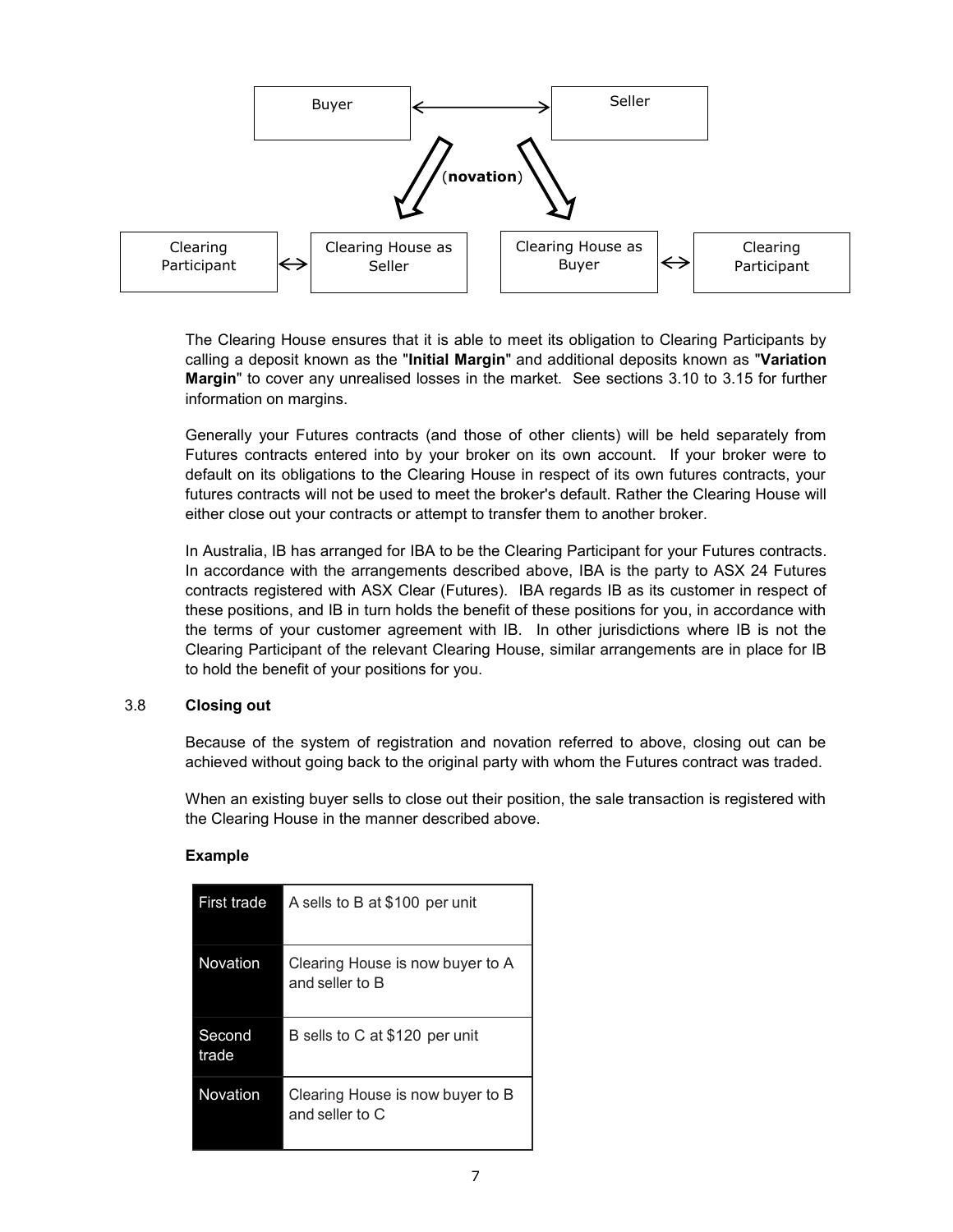The Clearing House ensures that it is able to meet its obligation to Clearing Participants by calling a deposit known as the "**Initial Margin**" and additional deposits known as "**Variation Margin**" to cover any unrealised losses in the market. See sections 3.10 to 3.15 for further information on margins.

Generally your Futures contracts (and those of other clients) will be held separately from Futures contracts entered into by your broker on its own account. If your broker were to default on its obligations to the Clearing House in respect of its own futures contracts, your futures contracts will not be used to meet the broker's default. Rather the Clearing House will either close out your contracts or attempt to transfer them to another broker.

In Australia, IB has arranged for IBA to be the Clearing Participant for your Futures contracts. In accordance with the arrangements described above, IBA is the party to ASX 24 Futures contracts registered with ASX Clear (Futures). IBA regards IB as its customer in respect of these positions, and IB in turn holds the benefit of these positions for you, in accordance with the terms of your customer agreement with IB. In other jurisdictions where IB is not the Clearing Participant of the relevant Clearing House, similar arrangements are in place for IB to hold the benefit of your positions for you.

### 3.8 Closing out

Because of the system of registration and novation referred to above, closing out can be achieved without going back to the original party with whom the Futures contract was traded.

When an existing buyer sells to close out their position, the sale transaction is registered with the Clearing House in the manner described above.

**Example**

| | |
|---|---|
| First trade | A sells to B at $100 per unit |
| Novation | Clearing House is now buyer to A and seller to B |
| Second trade | B sells to C at $120 per unit |
| Novation | Clearing House is now buyer to B and seller to C |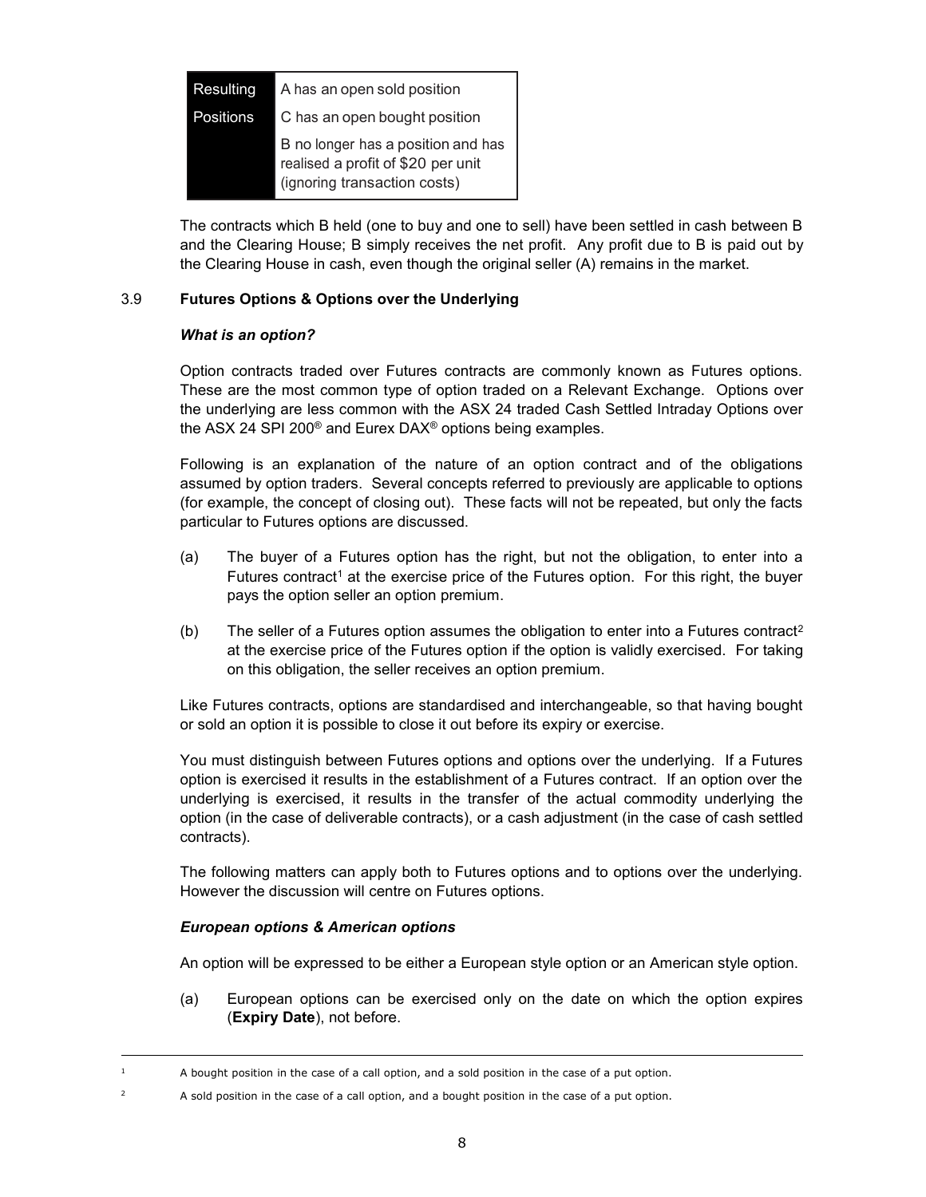| Resulting Positions | A has an open sold position |
|---|---|
| | C has an open bought position |
| | B no longer has a position and has realised a profit of $20 per unit (ignoring transaction costs) |

The contracts which B held (one to buy and one to sell) have been settled in cash between B and the Clearing House; B simply receives the net profit. Any profit due to B is paid out by the Clearing House in cash, even though the original seller (A) remains in the market.

### 3.9 Futures Options & Options over the Underlying

***What is an option?***

Option contracts traded over Futures contracts are commonly known as Futures options. These are the most common type of option traded on a Relevant Exchange. Options over the underlying are less common with the ASX 24 traded Cash Settled Intraday Options over the ASX 24 SPI 200® and Eurex DAX® options being examples.

Following is an explanation of the nature of an option contract and of the obligations assumed by option traders. Several concepts referred to previously are applicable to options (for example, the concept of closing out). These facts will not be repeated, but only the facts particular to Futures options are discussed.

(a) The buyer of a Futures option has the right, but not the obligation, to enter into a Futures contract[1] at the exercise price of the Futures option. For this right, the buyer pays the option seller an option premium.

(b) The seller of a Futures option assumes the obligation to enter into a Futures contract[2] at the exercise price of the Futures option if the option is validly exercised. For taking on this obligation, the seller receives an option premium.

Like Futures contracts, options are standardised and interchangeable, so that having bought or sold an option it is possible to close it out before its expiry or exercise.

You must distinguish between Futures options and options over the underlying. If a Futures option is exercised it results in the establishment of a Futures contract. If an option over the underlying is exercised, it results in the transfer of the actual commodity underlying the option (in the case of deliverable contracts), or a cash adjustment (in the case of cash settled contracts).

The following matters can apply both to Futures options and to options over the underlying. However the discussion will centre on Futures options.

***European options & American options***

An option will be expressed to be either a European style option or an American style option.

(a) European options can be exercised only on the date on which the option expires (**Expiry Date**), not before.

---

[1] A bought position in the case of a call option, and a sold position in the case of a put option.

[2] A sold position in the case of a call option, and a bought position in the case of a put option.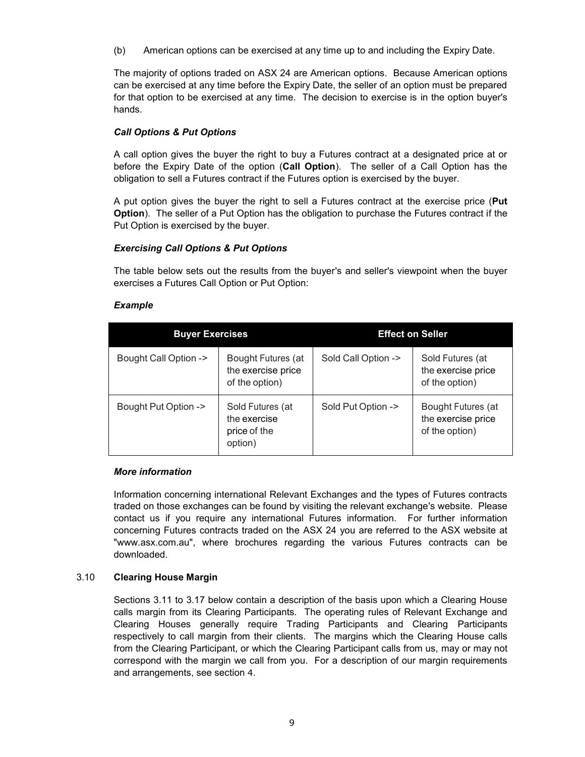(b) American options can be exercised at any time up to and including the Expiry Date.

The majority of options traded on ASX 24 are American options. Because American options can be exercised at any time before the Expiry Date, the seller of an option must be prepared for that option to be exercised at any time. The decision to exercise is in the option buyer's hands.

***Call Options & Put Options***

A call option gives the buyer the right to buy a Futures contract at a designated price at or before the Expiry Date of the option (**Call Option**). The seller of a Call Option has the obligation to sell a Futures contract if the Futures option is exercised by the buyer.

A put option gives the buyer the right to sell a Futures contract at the exercise price (**Put Option**). The seller of a Put Option has the obligation to purchase the Futures contract if the Put Option is exercised by the buyer.

***Exercising Call Options & Put Options***

The table below sets out the results from the buyer's and seller's viewpoint when the buyer exercises a Futures Call Option or Put Option:

***Example***

| Buyer Exercises | | Effect on Seller | |
|---|---|---|---|
| Bought Call Option -> | Bought Futures (at the exercise price of the option) | Sold Call Option -> | Sold Futures (at the exercise price of the option) |
| Bought Put Option -> | Sold Futures (at the exercise price of the option) | Sold Put Option -> | Bought Futures (at the exercise price of the option) |

***More information***

Information concerning international Relevant Exchanges and the types of Futures contracts traded on those exchanges can be found by visiting the relevant exchange's website. Please contact us if you require any international Futures information. For further information concerning Futures contracts traded on the ASX 24 you are referred to the ASX website at "www.asx.com.au", where brochures regarding the various Futures contracts can be downloaded.

### 3.10 Clearing House Margin

Sections 3.11 to 3.17 below contain a description of the basis upon which a Clearing House calls margin from its Clearing Participants. The operating rules of Relevant Exchange and Clearing Houses generally require Trading Participants and Clearing Participants respectively to call margin from their clients. The margins which the Clearing House calls from the Clearing Participant, or which the Clearing Participant calls from us, may or may not correspond with the margin we call from you. For a description of our margin requirements and arrangements, see section 4.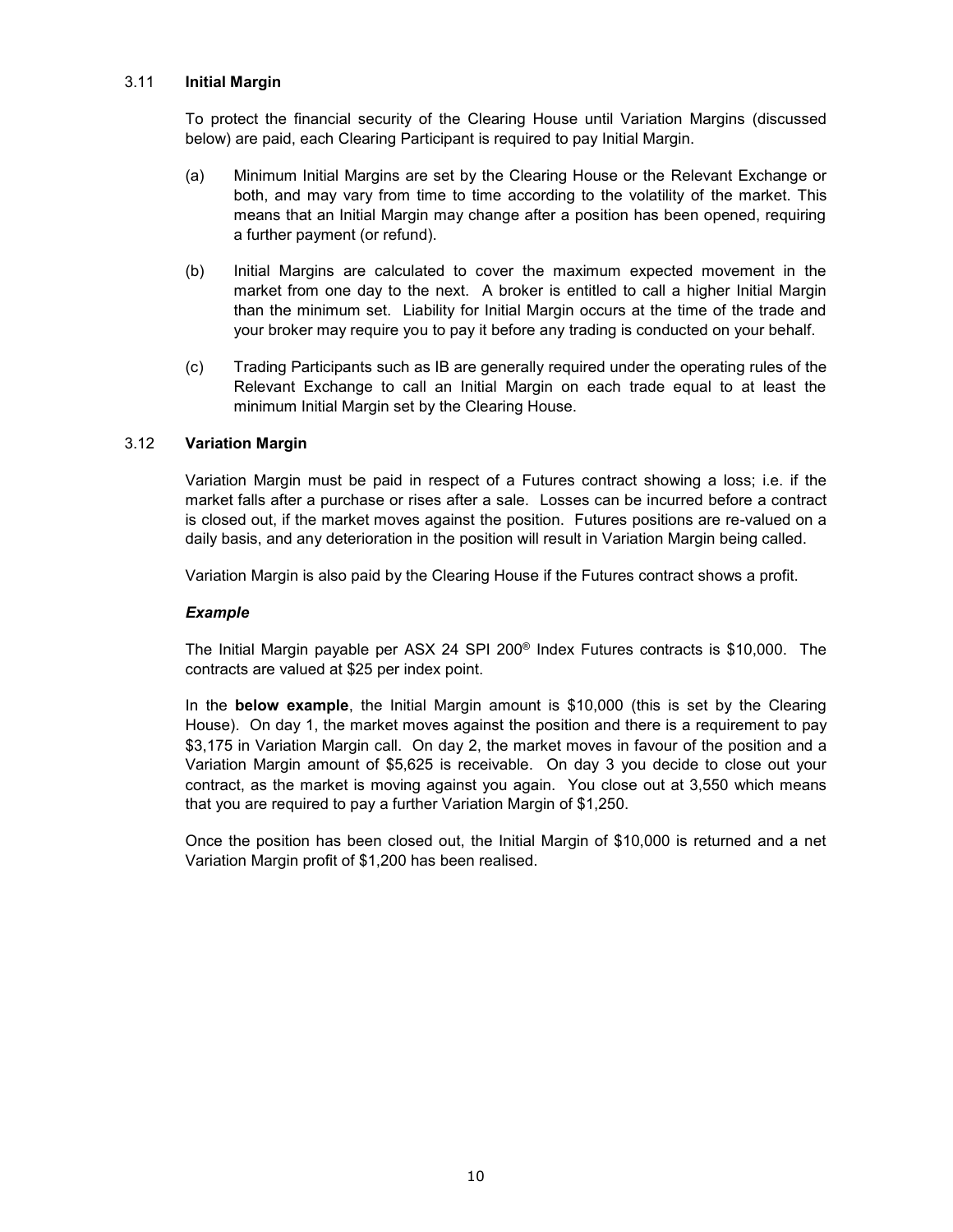### 3.11 **Initial Margin**

To protect the financial security of the Clearing House until Variation Margins (discussed below) are paid, each Clearing Participant is required to pay Initial Margin.

(a) Minimum Initial Margins are set by the Clearing House or the Relevant Exchange or both, and may vary from time to time according to the volatility of the market. This means that an Initial Margin may change after a position has been opened, requiring a further payment (or refund).

(b) Initial Margins are calculated to cover the maximum expected movement in the market from one day to the next. A broker is entitled to call a higher Initial Margin than the minimum set. Liability for Initial Margin occurs at the time of the trade and your broker may require you to pay it before any trading is conducted on your behalf.

(c) Trading Participants such as IB are generally required under the operating rules of the Relevant Exchange to call an Initial Margin on each trade equal to at least the minimum Initial Margin set by the Clearing House.

### 3.12 **Variation Margin**

Variation Margin must be paid in respect of a Futures contract showing a loss; i.e. if the market falls after a purchase or rises after a sale. Losses can be incurred before a contract is closed out, if the market moves against the position. Futures positions are re-valued on a daily basis, and any deterioration in the position will result in Variation Margin being called.

Variation Margin is also paid by the Clearing House if the Futures contract shows a profit.

***Example***

The Initial Margin payable per ASX 24 SPI 200® Index Futures contracts is $10,000. The contracts are valued at $25 per index point.

In the **below example**, the Initial Margin amount is $10,000 (this is set by the Clearing House). On day 1, the market moves against the position and there is a requirement to pay $3,175 in Variation Margin call. On day 2, the market moves in favour of the position and a Variation Margin amount of $5,625 is receivable. On day 3 you decide to close out your contract, as the market is moving against you again. You close out at 3,550 which means that you are required to pay a further Variation Margin of $1,250.

Once the position has been closed out, the Initial Margin of $10,000 is returned and a net Variation Margin profit of $1,200 has been realised.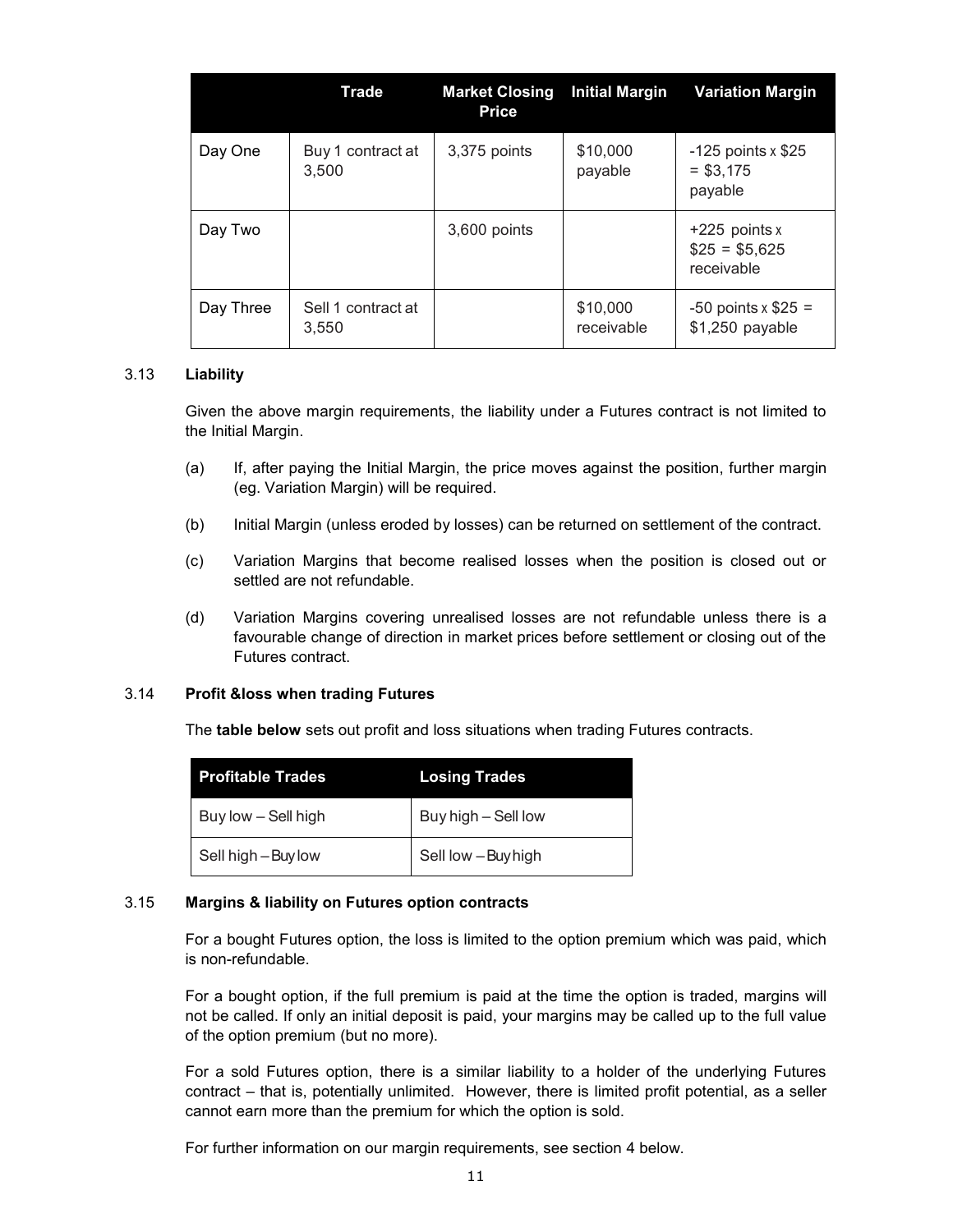| | Trade | Market Closing Price | Initial Margin | Variation Margin |
|---|---|---|---|---|
| Day One | Buy 1 contract at 3,500 | 3,375 points | $10,000 payable | -125 points x $25 = $3,175 payable |
| Day Two | | 3,600 points | | +225 points x $25 = $5,625 receivable |
| Day Three | Sell 1 contract at 3,550 | | $10,000 receivable | -50 points x $25 = $1,250 payable |

3.13 **Liability**

Given the above margin requirements, the liability under a Futures contract is not limited to the Initial Margin.

(a) If, after paying the Initial Margin, the price moves against the position, further margin (eg. Variation Margin) will be required.

(b) Initial Margin (unless eroded by losses) can be returned on settlement of the contract.

(c) Variation Margins that become realised losses when the position is closed out or settled are not refundable.

(d) Variation Margins covering unrealised losses are not refundable unless there is a favourable change of direction in market prices before settlement or closing out of the Futures contract.

3.14 **Profit &loss when trading Futures**

The **table below** sets out profit and loss situations when trading Futures contracts.

| Profitable Trades | Losing Trades |
|---|---|
| Buy low – Sell high | Buy high – Sell low |
| Sell high – Buy low | Sell low – Buy high |

3.15 **Margins & liability on Futures option contracts**

For a bought Futures option, the loss is limited to the option premium which was paid, which is non-refundable.

For a bought option, if the full premium is paid at the time the option is traded, margins will not be called. If only an initial deposit is paid, your margins may be called up to the full value of the option premium (but no more).

For a sold Futures option, there is a similar liability to a holder of the underlying Futures contract – that is, potentially unlimited. However, there is limited profit potential, as a seller cannot earn more than the premium for which the option is sold.

For further information on our margin requirements, see section 4 below.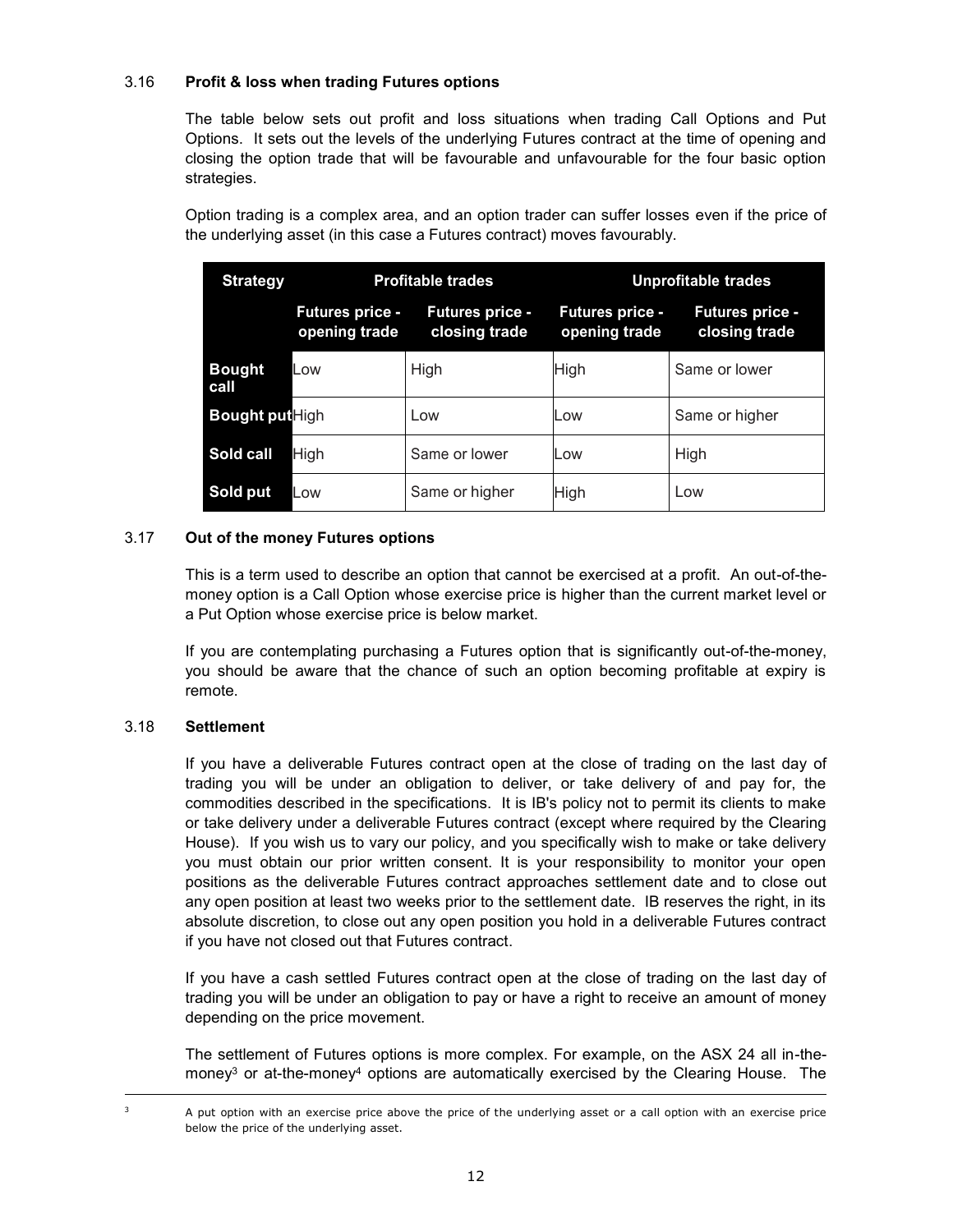### 3.16 Profit & loss when trading Futures options

The table below sets out profit and loss situations when trading Call Options and Put Options. It sets out the levels of the underlying Futures contract at the time of opening and closing the option trade that will be favourable and unfavourable for the four basic option strategies.

Option trading is a complex area, and an option trader can suffer losses even if the price of the underlying asset (in this case a Futures contract) moves favourably.

| Strategy | Profitable trades | | Unprofitable trades | |
|---|---|---|---|---|
| | Futures price - opening trade | Futures price - closing trade | Futures price - opening trade | Futures price - closing trade |
| **Bought call** | Low | High | High | Same or lower |
| **Bought put** | High | Low | Low | Same or higher |
| **Sold call** | High | Same or lower | Low | High |
| **Sold put** | Low | Same or higher | High | Low |

### 3.17 Out of the money Futures options

This is a term used to describe an option that cannot be exercised at a profit. An out-of-the-money option is a Call Option whose exercise price is higher than the current market level or a Put Option whose exercise price is below market.

If you are contemplating purchasing a Futures option that is significantly out-of-the-money, you should be aware that the chance of such an option becoming profitable at expiry is remote.

### 3.18 Settlement

If you have a deliverable Futures contract open at the close of trading on the last day of trading you will be under an obligation to deliver, or take delivery of and pay for, the commodities described in the specifications. It is IB's policy not to permit its clients to make or take delivery under a deliverable Futures contract (except where required by the Clearing House). If you wish us to vary our policy, and you specifically wish to make or take delivery you must obtain our prior written consent. It is your responsibility to monitor your open positions as the deliverable Futures contract approaches settlement date and to close out any open position at least two weeks prior to the settlement date. IB reserves the right, in its absolute discretion, to close out any open position you hold in a deliverable Futures contract if you have not closed out that Futures contract.

If you have a cash settled Futures contract open at the close of trading on the last day of trading you will be under an obligation to pay or have a right to receive an amount of money depending on the price movement.

The settlement of Futures options is more complex. For example, on the ASX 24 all in-the-money[3] or at-the-money[4] options are automatically exercised by the Clearing House. The

[3] A put option with an exercise price above the price of the underlying asset or a call option with an exercise price below the price of the underlying asset.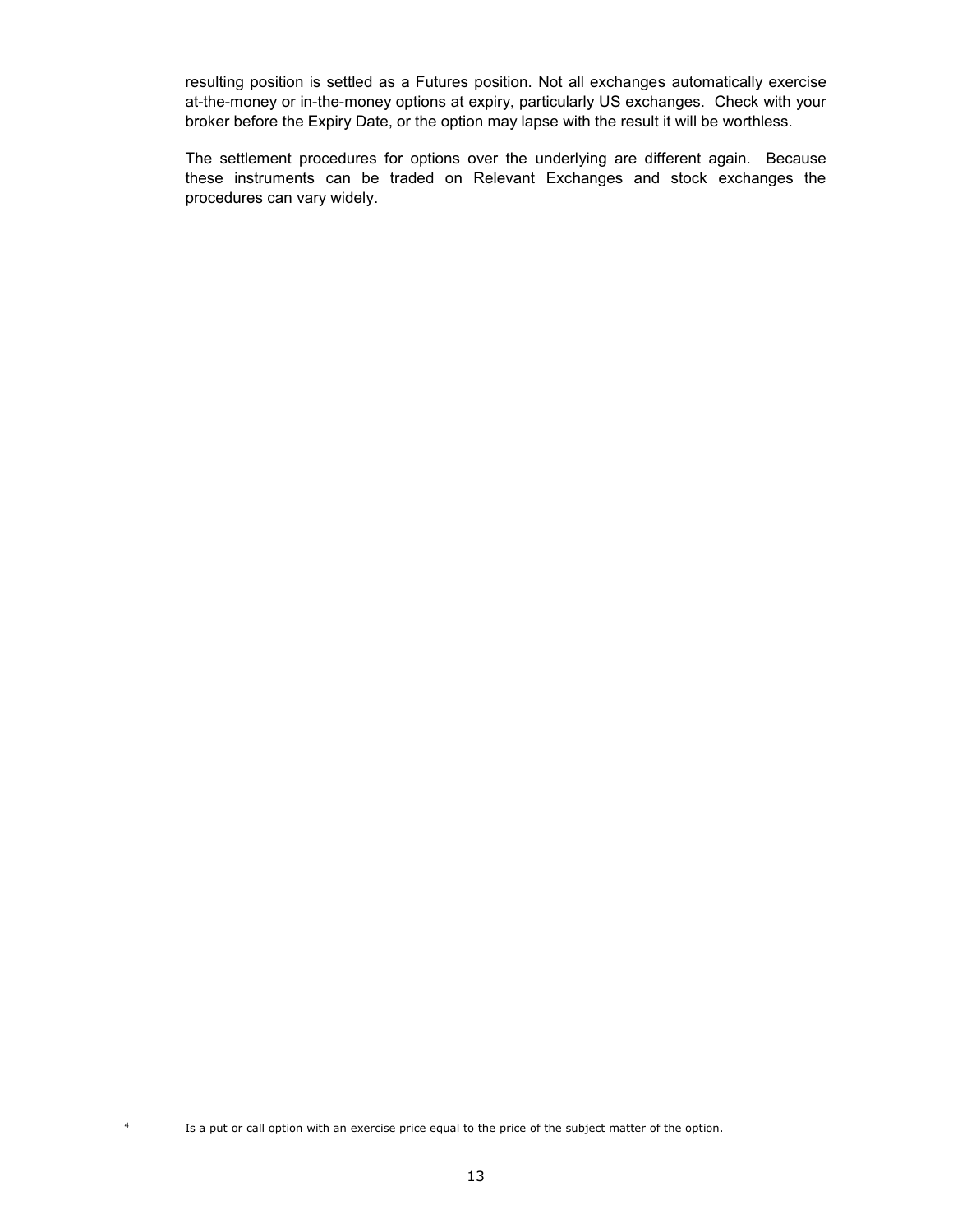resulting position is settled as a Futures position. Not all exchanges automatically exercise at-the-money or in-the-money options at expiry, particularly US exchanges. Check with your broker before the Expiry Date, or the option may lapse with the result it will be worthless.

The settlement procedures for options over the underlying are different again. Because these instruments can be traded on Relevant Exchanges and stock exchanges the procedures can vary widely.

---

[4] Is a put or call option with an exercise price equal to the price of the subject matter of the option.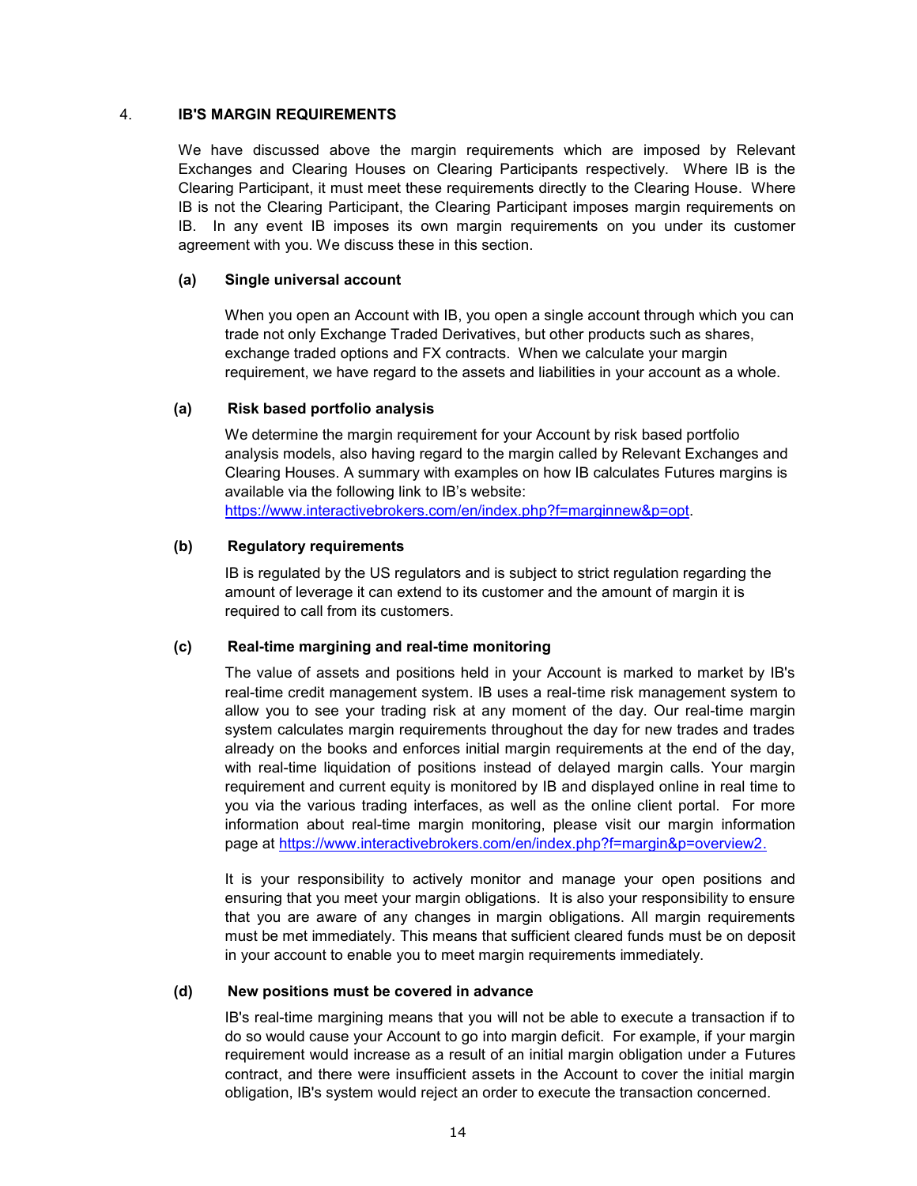## 4. IB'S MARGIN REQUIREMENTS

We have discussed above the margin requirements which are imposed by Relevant Exchanges and Clearing Houses on Clearing Participants respectively. Where IB is the Clearing Participant, it must meet these requirements directly to the Clearing House. Where IB is not the Clearing Participant, the Clearing Participant imposes margin requirements on IB. In any event IB imposes its own margin requirements on you under its customer agreement with you. We discuss these in this section.

### (a) Single universal account

When you open an Account with IB, you open a single account through which you can trade not only Exchange Traded Derivatives, but other products such as shares, exchange traded options and FX contracts. When we calculate your margin requirement, we have regard to the assets and liabilities in your account as a whole.

### (a) Risk based portfolio analysis

We determine the margin requirement for your Account by risk based portfolio analysis models, also having regard to the margin called by Relevant Exchanges and Clearing Houses. A summary with examples on how IB calculates Futures margins is available via the following link to IB's website: https://www.interactivebrokers.com/en/index.php?f=marginnew&p=opt.

### (b) Regulatory requirements

IB is regulated by the US regulators and is subject to strict regulation regarding the amount of leverage it can extend to its customer and the amount of margin it is required to call from its customers.

### (c) Real-time margining and real-time monitoring

The value of assets and positions held in your Account is marked to market by IB's real-time credit management system. IB uses a real-time risk management system to allow you to see your trading risk at any moment of the day. Our real-time margin system calculates margin requirements throughout the day for new trades and trades already on the books and enforces initial margin requirements at the end of the day, with real-time liquidation of positions instead of delayed margin calls. Your margin requirement and current equity is monitored by IB and displayed online in real time to you via the various trading interfaces, as well as the online client portal. For more information about real-time margin monitoring, please visit our margin information page at https://www.interactivebrokers.com/en/index.php?f=margin&p=overview2.

It is your responsibility to actively monitor and manage your open positions and ensuring that you meet your margin obligations. It is also your responsibility to ensure that you are aware of any changes in margin obligations. All margin requirements must be met immediately. This means that sufficient cleared funds must be on deposit in your account to enable you to meet margin requirements immediately.

### (d) New positions must be covered in advance

IB's real-time margining means that you will not be able to execute a transaction if to do so would cause your Account to go into margin deficit. For example, if your margin requirement would increase as a result of an initial margin obligation under a Futures contract, and there were insufficient assets in the Account to cover the initial margin obligation, IB's system would reject an order to execute the transaction concerned.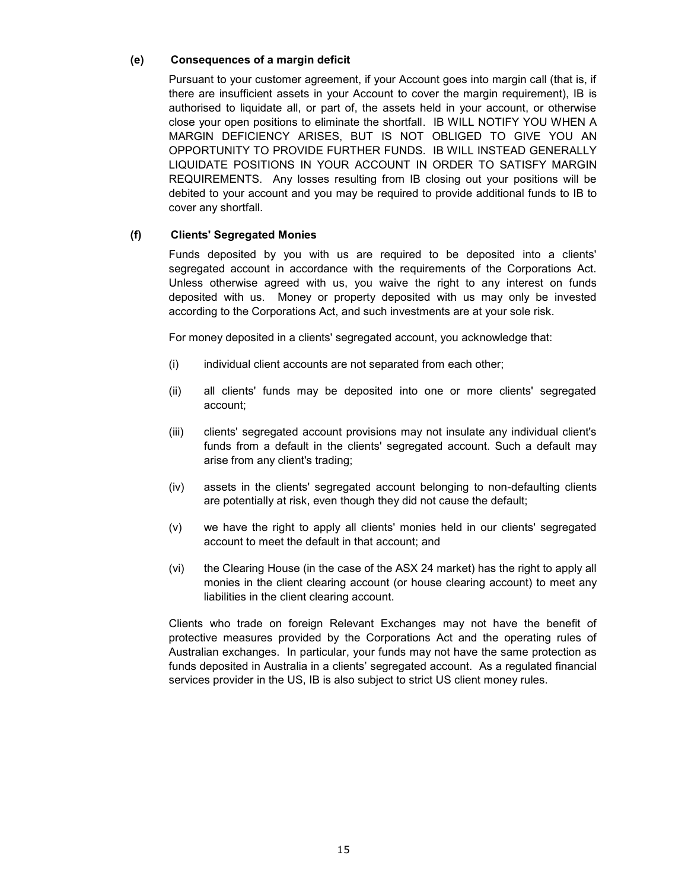**(e) Consequences of a margin deficit**

Pursuant to your customer agreement, if your Account goes into margin call (that is, if there are insufficient assets in your Account to cover the margin requirement), IB is authorised to liquidate all, or part of, the assets held in your account, or otherwise close your open positions to eliminate the shortfall. IB WILL NOTIFY YOU WHEN A MARGIN DEFICIENCY ARISES, BUT IS NOT OBLIGED TO GIVE YOU AN OPPORTUNITY TO PROVIDE FURTHER FUNDS. IB WILL INSTEAD GENERALLY LIQUIDATE POSITIONS IN YOUR ACCOUNT IN ORDER TO SATISFY MARGIN REQUIREMENTS. Any losses resulting from IB closing out your positions will be debited to your account and you may be required to provide additional funds to IB to cover any shortfall.

**(f) Clients' Segregated Monies**

Funds deposited by you with us are required to be deposited into a clients' segregated account in accordance with the requirements of the Corporations Act. Unless otherwise agreed with us, you waive the right to any interest on funds deposited with us. Money or property deposited with us may only be invested according to the Corporations Act, and such investments are at your sole risk.

For money deposited in a clients' segregated account, you acknowledge that:

(i) individual client accounts are not separated from each other;

(ii) all clients' funds may be deposited into one or more clients' segregated account;

(iii) clients' segregated account provisions may not insulate any individual client's funds from a default in the clients' segregated account. Such a default may arise from any client's trading;

(iv) assets in the clients' segregated account belonging to non-defaulting clients are potentially at risk, even though they did not cause the default;

(v) we have the right to apply all clients' monies held in our clients' segregated account to meet the default in that account; and

(vi) the Clearing House (in the case of the ASX 24 market) has the right to apply all monies in the client clearing account (or house clearing account) to meet any liabilities in the client clearing account.

Clients who trade on foreign Relevant Exchanges may not have the benefit of protective measures provided by the Corporations Act and the operating rules of Australian exchanges. In particular, your funds may not have the same protection as funds deposited in Australia in a clients' segregated account. As a regulated financial services provider in the US, IB is also subject to strict US client money rules.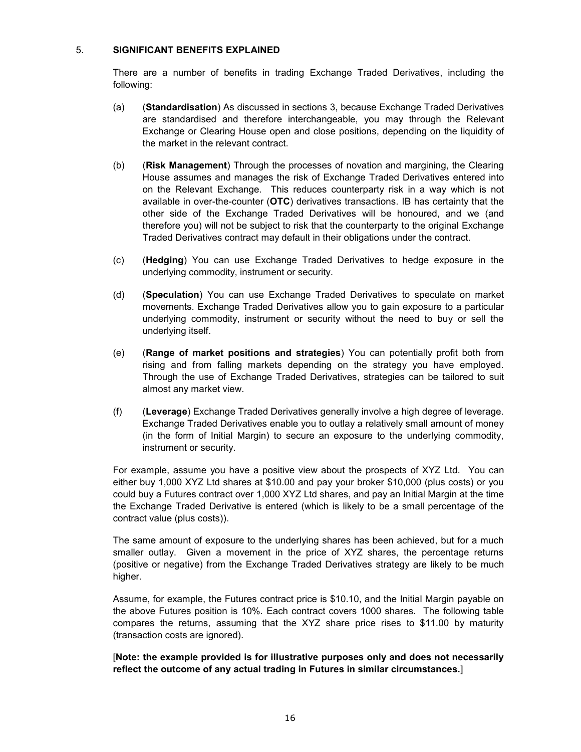## 5. SIGNIFICANT BENEFITS EXPLAINED

There are a number of benefits in trading Exchange Traded Derivatives, including the following:

(a) (**Standardisation**) As discussed in sections 3, because Exchange Traded Derivatives are standardised and therefore interchangeable, you may through the Relevant Exchange or Clearing House open and close positions, depending on the liquidity of the market in the relevant contract.

(b) (**Risk Management**) Through the processes of novation and margining, the Clearing House assumes and manages the risk of Exchange Traded Derivatives entered into on the Relevant Exchange. This reduces counterparty risk in a way which is not available in over-the-counter (**OTC**) derivatives transactions. IB has certainty that the other side of the Exchange Traded Derivatives will be honoured, and we (and therefore you) will not be subject to risk that the counterparty to the original Exchange Traded Derivatives contract may default in their obligations under the contract.

(c) (**Hedging**) You can use Exchange Traded Derivatives to hedge exposure in the underlying commodity, instrument or security.

(d) (**Speculation**) You can use Exchange Traded Derivatives to speculate on market movements. Exchange Traded Derivatives allow you to gain exposure to a particular underlying commodity, instrument or security without the need to buy or sell the underlying itself.

(e) (**Range of market positions and strategies**) You can potentially profit both from rising and from falling markets depending on the strategy you have employed. Through the use of Exchange Traded Derivatives, strategies can be tailored to suit almost any market view.

(f) (**Leverage**) Exchange Traded Derivatives generally involve a high degree of leverage. Exchange Traded Derivatives enable you to outlay a relatively small amount of money (in the form of Initial Margin) to secure an exposure to the underlying commodity, instrument or security.

For example, assume you have a positive view about the prospects of XYZ Ltd. You can either buy 1,000 XYZ Ltd shares at $10.00 and pay your broker $10,000 (plus costs) or you could buy a Futures contract over 1,000 XYZ Ltd shares, and pay an Initial Margin at the time the Exchange Traded Derivative is entered (which is likely to be a small percentage of the contract value (plus costs)).

The same amount of exposure to the underlying shares has been achieved, but for a much smaller outlay. Given a movement in the price of XYZ shares, the percentage returns (positive or negative) from the Exchange Traded Derivatives strategy are likely to be much higher.

Assume, for example, the Futures contract price is $10.10, and the Initial Margin payable on the above Futures position is 10%. Each contract covers 1000 shares. The following table compares the returns, assuming that the XYZ share price rises to $11.00 by maturity (transaction costs are ignored).

[**Note: the example provided is for illustrative purposes only and does not necessarily reflect the outcome of any actual trading in Futures in similar circumstances.**]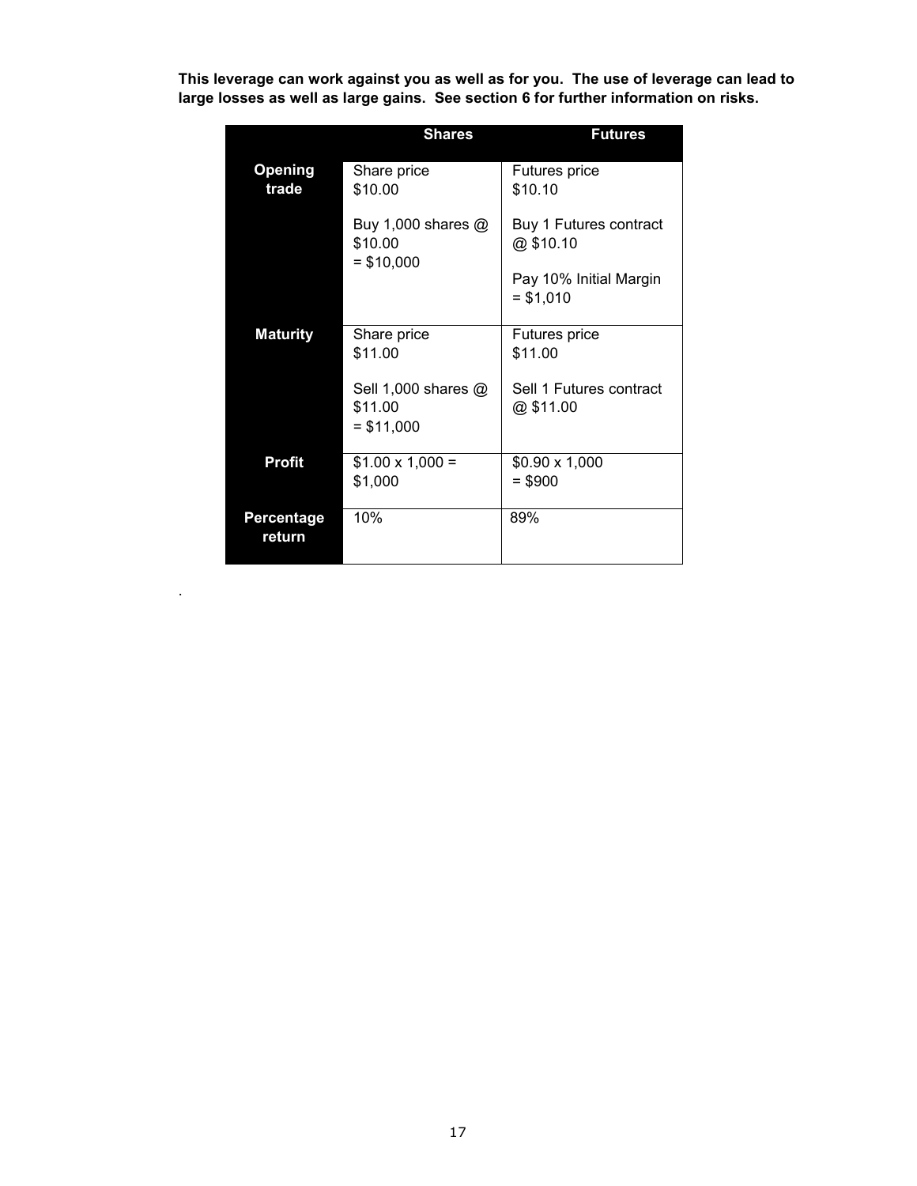**This leverage can work against you as well as for you. The use of leverage can lead to large losses as well as large gains. See section 6 for further information on risks.**

| | **Shares** | **Futures** |
|---|---|---|
| **Opening trade** | Share price $10.00<br><br>Buy 1,000 shares @ $10.00 = $10,000 | Futures price $10.10<br><br>Buy 1 Futures contract @ $10.10<br><br>Pay 10% Initial Margin = $1,010 |
| **Maturity** | Share price $11.00<br><br>Sell 1,000 shares @ $11.00 = $11,000 | Futures price $11.00<br><br>Sell 1 Futures contract @ $11.00 |
| **Profit** | $1.00 x 1,000 = $1,000 | $0.90 x 1,000 = $900 |
| **Percentage return** | 10% | 89% |

.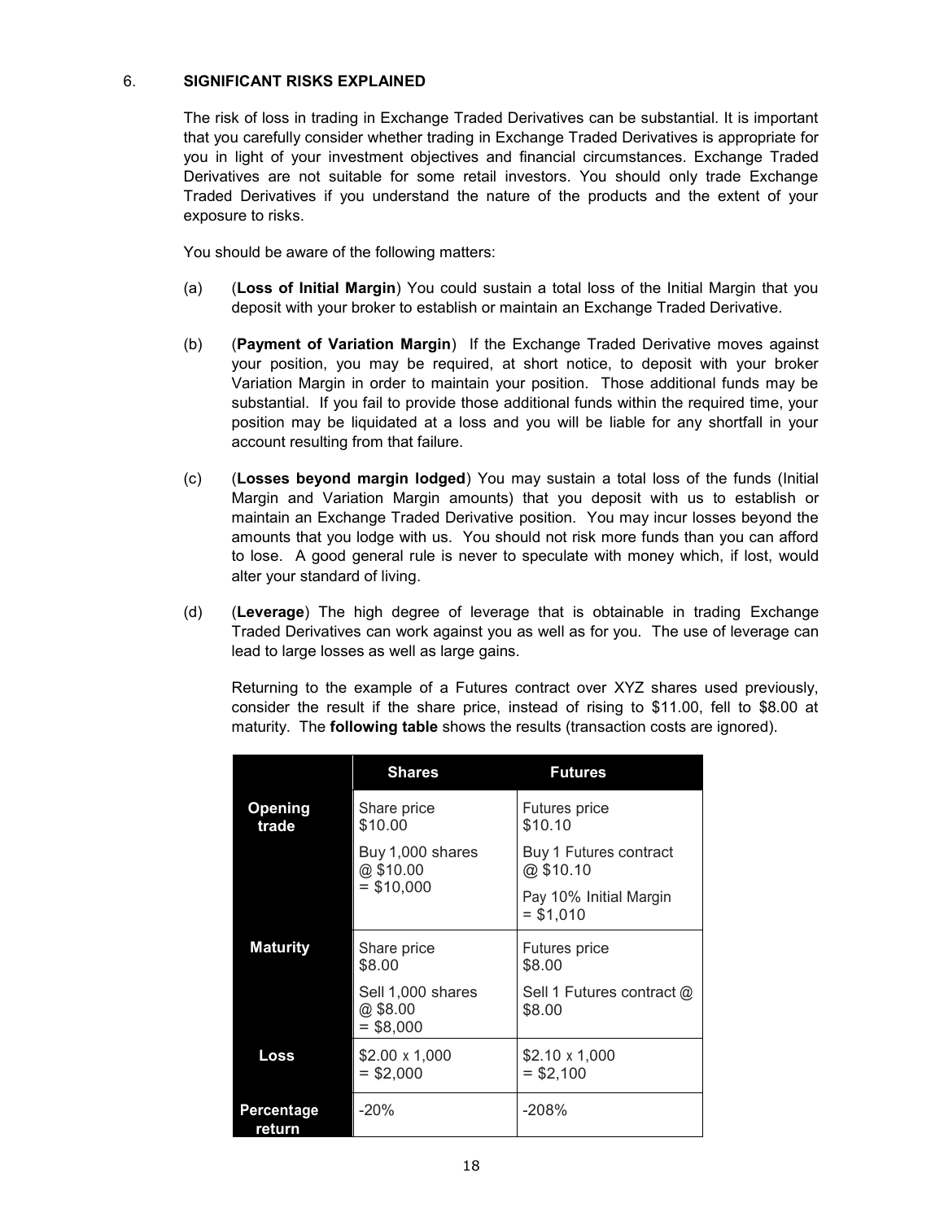## 6. SIGNIFICANT RISKS EXPLAINED

The risk of loss in trading in Exchange Traded Derivatives can be substantial. It is important that you carefully consider whether trading in Exchange Traded Derivatives is appropriate for you in light of your investment objectives and financial circumstances. Exchange Traded Derivatives are not suitable for some retail investors. You should only trade Exchange Traded Derivatives if you understand the nature of the products and the extent of your exposure to risks.

You should be aware of the following matters:

(a) (**Loss of Initial Margin**) You could sustain a total loss of the Initial Margin that you deposit with your broker to establish or maintain an Exchange Traded Derivative.

(b) (**Payment of Variation Margin**) If the Exchange Traded Derivative moves against your position, you may be required, at short notice, to deposit with your broker Variation Margin in order to maintain your position. Those additional funds may be substantial. If you fail to provide those additional funds within the required time, your position may be liquidated at a loss and you will be liable for any shortfall in your account resulting from that failure.

(c) (**Losses beyond margin lodged**) You may sustain a total loss of the funds (Initial Margin and Variation Margin amounts) that you deposit with us to establish or maintain an Exchange Traded Derivative position. You may incur losses beyond the amounts that you lodge with us. You should not risk more funds than you can afford to lose. A good general rule is never to speculate with money which, if lost, would alter your standard of living.

(d) (**Leverage**) The high degree of leverage that is obtainable in trading Exchange Traded Derivatives can work against you as well as for you. The use of leverage can lead to large losses as well as large gains.

Returning to the example of a Futures contract over XYZ shares used previously, consider the result if the share price, instead of rising to $11.00, fell to $8.00 at maturity. The **following table** shows the results (transaction costs are ignored).

| | Shares | Futures |
|---|---|---|
| **Opening trade** | Share price $10.00<br>Buy 1,000 shares @ $10.00 = $10,000 | Futures price $10.10<br>Buy 1 Futures contract @ $10.10<br>Pay 10% Initial Margin = $1,010 |
| **Maturity** | Share price $8.00<br>Sell 1,000 shares @ $8.00 = $8,000 | Futures price $8.00<br>Sell 1 Futures contract @ $8.00 |
| **Loss** | $2.00 x 1,000 = $2,000 | $2.10 x 1,000 = $2,100 |
| **Percentage return** | -20% | -208% |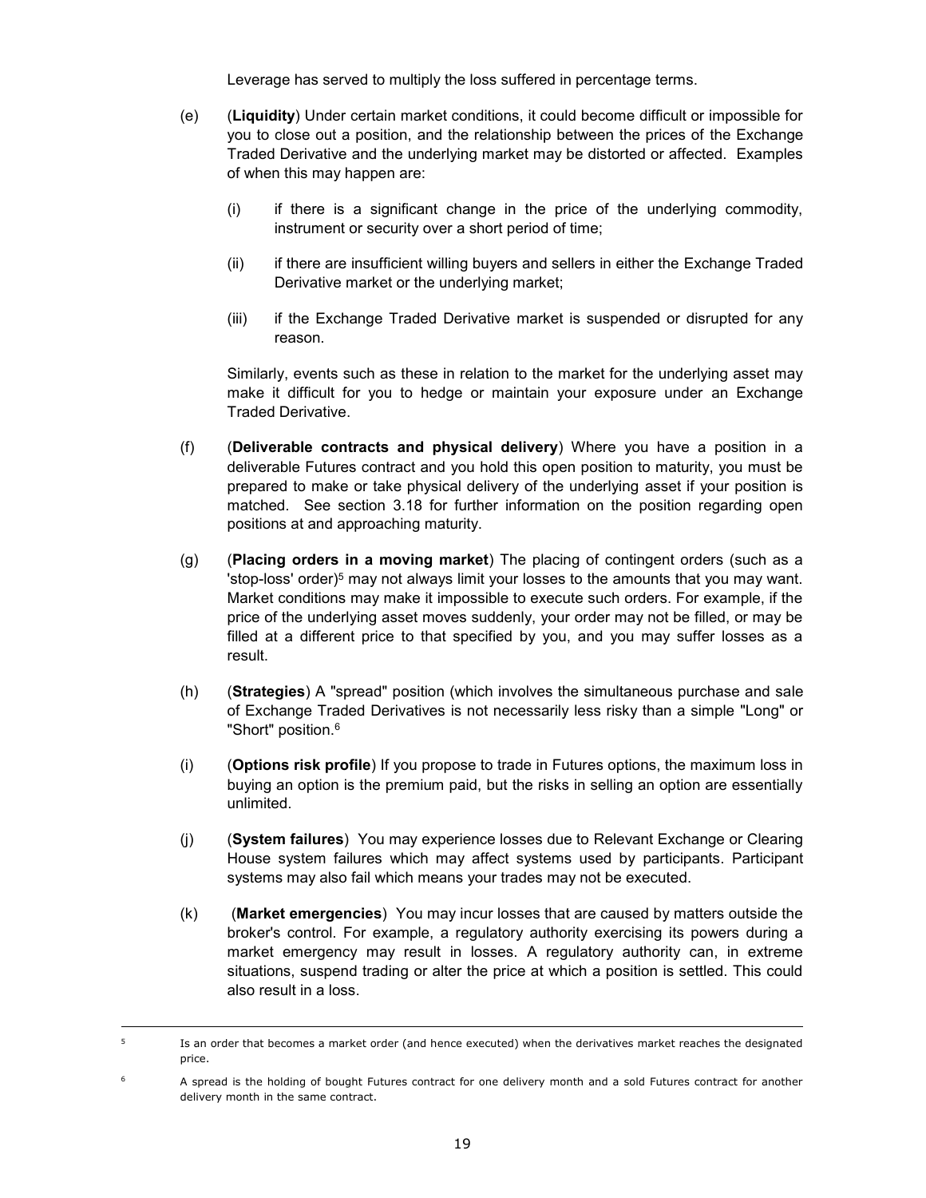Leverage has served to multiply the loss suffered in percentage terms.

(e) (**Liquidity**) Under certain market conditions, it could become difficult or impossible for you to close out a position, and the relationship between the prices of the Exchange Traded Derivative and the underlying market may be distorted or affected. Examples of when this may happen are:

  (i) if there is a significant change in the price of the underlying commodity, instrument or security over a short period of time;

  (ii) if there are insufficient willing buyers and sellers in either the Exchange Traded Derivative market or the underlying market;

  (iii) if the Exchange Traded Derivative market is suspended or disrupted for any reason.

  Similarly, events such as these in relation to the market for the underlying asset may make it difficult for you to hedge or maintain your exposure under an Exchange Traded Derivative.

(f) (**Deliverable contracts and physical delivery**) Where you have a position in a deliverable Futures contract and you hold this open position to maturity, you must be prepared to make or take physical delivery of the underlying asset if your position is matched. See section 3.18 for further information on the position regarding open positions at and approaching maturity.

(g) (**Placing orders in a moving market**) The placing of contingent orders (such as a 'stop-loss' order)[5] may not always limit your losses to the amounts that you may want. Market conditions may make it impossible to execute such orders. For example, if the price of the underlying asset moves suddenly, your order may not be filled, or may be filled at a different price to that specified by you, and you may suffer losses as a result.

(h) (**Strategies**) A "spread" position (which involves the simultaneous purchase and sale of Exchange Traded Derivatives is not necessarily less risky than a simple "Long" or "Short" position.[6]

(i) (**Options risk profile**) If you propose to trade in Futures options, the maximum loss in buying an option is the premium paid, but the risks in selling an option are essentially unlimited.

(j) (**System failures**) You may experience losses due to Relevant Exchange or Clearing House system failures which may affect systems used by participants. Participant systems may also fail which means your trades may not be executed.

(k) (**Market emergencies**) You may incur losses that are caused by matters outside the broker's control. For example, a regulatory authority exercising its powers during a market emergency may result in losses. A regulatory authority can, in extreme situations, suspend trading or alter the price at which a position is settled. This could also result in a loss.

---

[5] Is an order that becomes a market order (and hence executed) when the derivatives market reaches the designated price.

[6] A spread is the holding of bought Futures contract for one delivery month and a sold Futures contract for another delivery month in the same contract.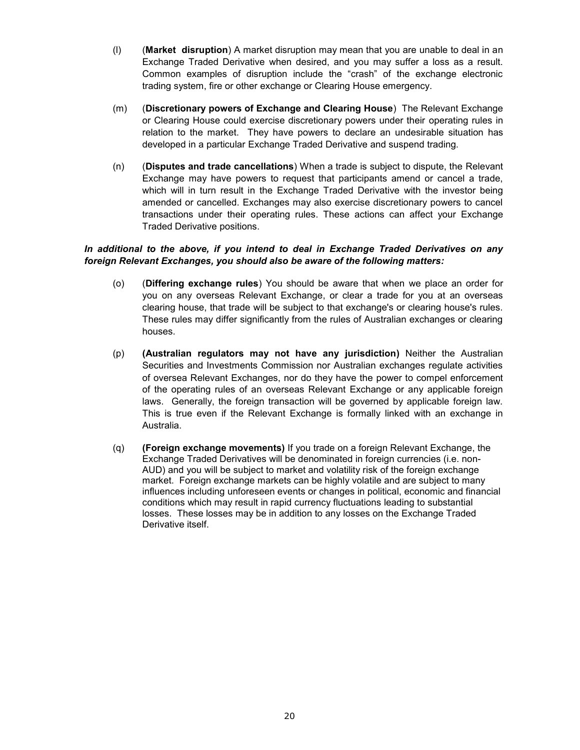(l) (**Market disruption**) A market disruption may mean that you are unable to deal in an Exchange Traded Derivative when desired, and you may suffer a loss as a result. Common examples of disruption include the "crash" of the exchange electronic trading system, fire or other exchange or Clearing House emergency.

(m) (**Discretionary powers of Exchange and Clearing House**) The Relevant Exchange or Clearing House could exercise discretionary powers under their operating rules in relation to the market. They have powers to declare an undesirable situation has developed in a particular Exchange Traded Derivative and suspend trading.

(n) (**Disputes and trade cancellations**) When a trade is subject to dispute, the Relevant Exchange may have powers to request that participants amend or cancel a trade, which will in turn result in the Exchange Traded Derivative with the investor being amended or cancelled. Exchanges may also exercise discretionary powers to cancel transactions under their operating rules. These actions can affect your Exchange Traded Derivative positions.

***In additional to the above, if you intend to deal in Exchange Traded Derivatives on any foreign Relevant Exchanges, you should also be aware of the following matters:***

(o) (**Differing exchange rules**) You should be aware that when we place an order for you on any overseas Relevant Exchange, or clear a trade for you at an overseas clearing house, that trade will be subject to that exchange's or clearing house's rules. These rules may differ significantly from the rules of Australian exchanges or clearing houses.

(p) **(Australian regulators may not have any jurisdiction)** Neither the Australian Securities and Investments Commission nor Australian exchanges regulate activities of oversea Relevant Exchanges, nor do they have the power to compel enforcement of the operating rules of an overseas Relevant Exchange or any applicable foreign laws. Generally, the foreign transaction will be governed by applicable foreign law. This is true even if the Relevant Exchange is formally linked with an exchange in Australia.

(q) **(Foreign exchange movements)** If you trade on a foreign Relevant Exchange, the Exchange Traded Derivatives will be denominated in foreign currencies (i.e. non-AUD) and you will be subject to market and volatility risk of the foreign exchange market. Foreign exchange markets can be highly volatile and are subject to many influences including unforeseen events or changes in political, economic and financial conditions which may result in rapid currency fluctuations leading to substantial losses. These losses may be in addition to any losses on the Exchange Traded Derivative itself.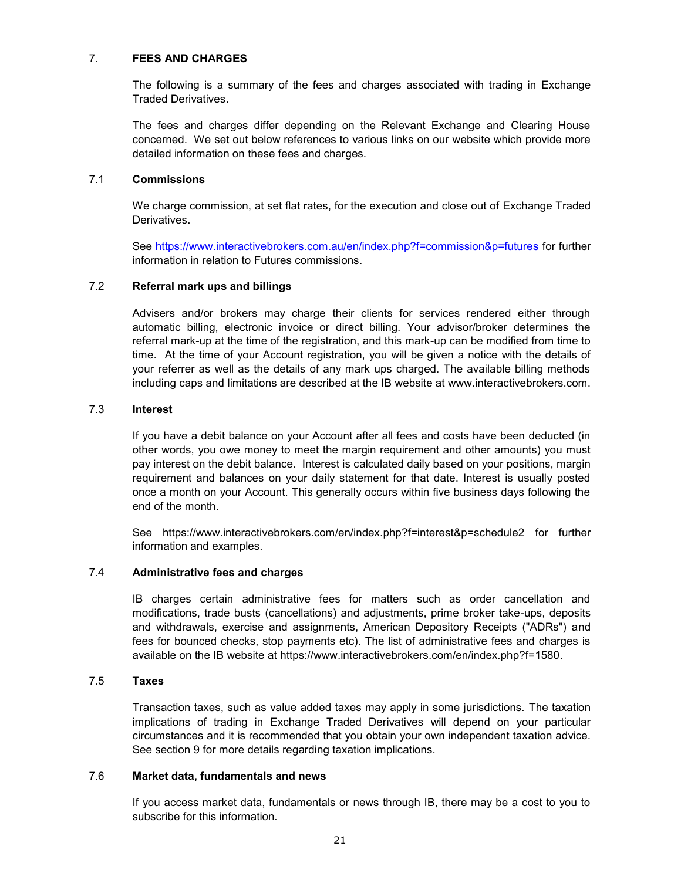## 7. FEES AND CHARGES

The following is a summary of the fees and charges associated with trading in Exchange Traded Derivatives.

The fees and charges differ depending on the Relevant Exchange and Clearing House concerned. We set out below references to various links on our website which provide more detailed information on these fees and charges.

### 7.1 Commissions

We charge commission, at set flat rates, for the execution and close out of Exchange Traded Derivatives.

See https://www.interactivebrokers.com.au/en/index.php?f=commission&p=futures for further information in relation to Futures commissions.

### 7.2 Referral mark ups and billings

Advisers and/or brokers may charge their clients for services rendered either through automatic billing, electronic invoice or direct billing. Your advisor/broker determines the referral mark-up at the time of the registration, and this mark-up can be modified from time to time. At the time of your Account registration, you will be given a notice with the details of your referrer as well as the details of any mark ups charged. The available billing methods including caps and limitations are described at the IB website at www.interactivebrokers.com.

### 7.3 Interest

If you have a debit balance on your Account after all fees and costs have been deducted (in other words, you owe money to meet the margin requirement and other amounts) you must pay interest on the debit balance. Interest is calculated daily based on your positions, margin requirement and balances on your daily statement for that date. Interest is usually posted once a month on your Account. This generally occurs within five business days following the end of the month.

See https://www.interactivebrokers.com/en/index.php?f=interest&p=schedule2 for further information and examples.

### 7.4 Administrative fees and charges

IB charges certain administrative fees for matters such as order cancellation and modifications, trade busts (cancellations) and adjustments, prime broker take-ups, deposits and withdrawals, exercise and assignments, American Depository Receipts ("ADRs") and fees for bounced checks, stop payments etc). The list of administrative fees and charges is available on the IB website at https://www.interactivebrokers.com/en/index.php?f=1580.

### 7.5 Taxes

Transaction taxes, such as value added taxes may apply in some jurisdictions. The taxation implications of trading in Exchange Traded Derivatives will depend on your particular circumstances and it is recommended that you obtain your own independent taxation advice. See section 9 for more details regarding taxation implications.

### 7.6 Market data, fundamentals and news

If you access market data, fundamentals or news through IB, there may be a cost to you to subscribe for this information.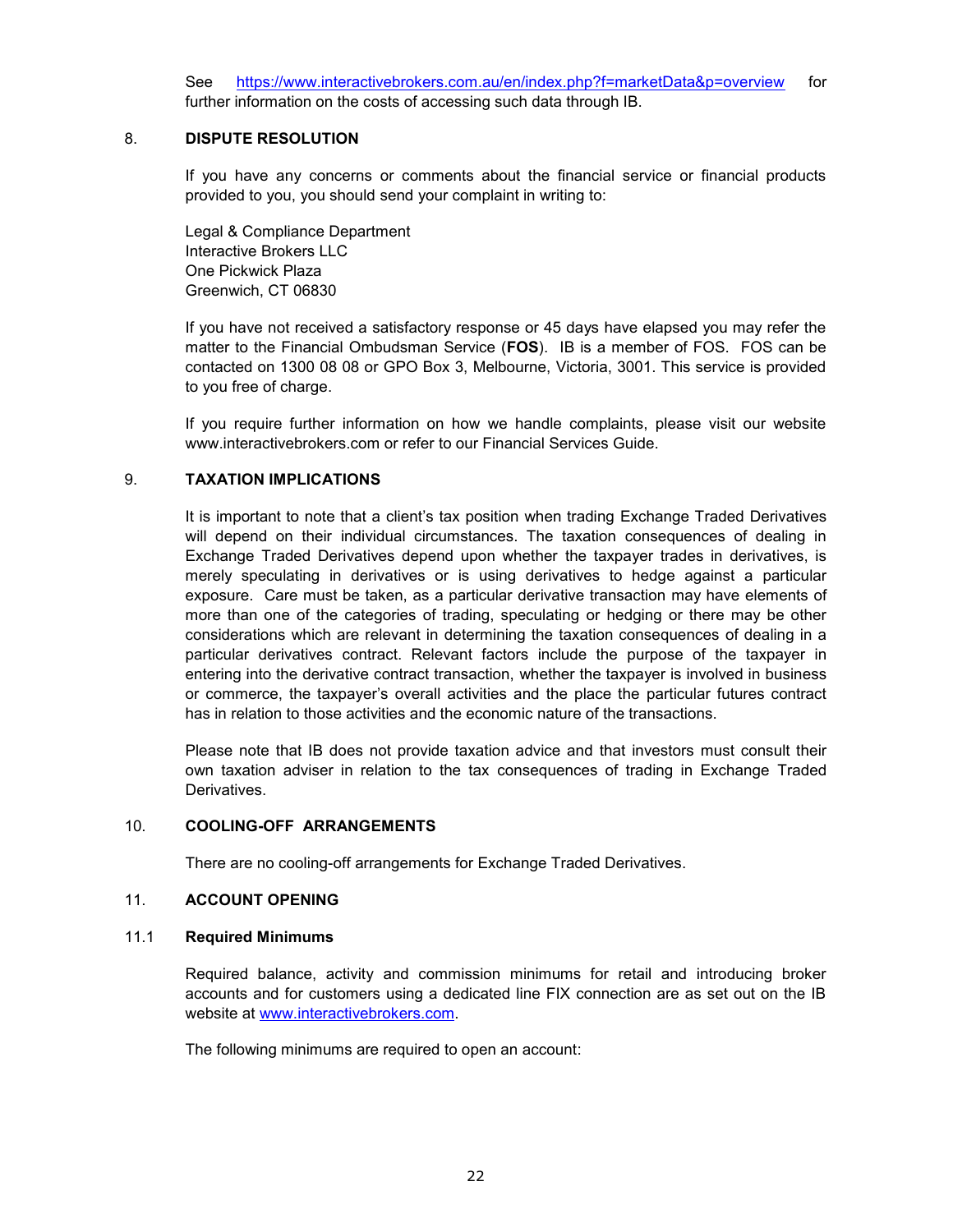See https://www.interactivebrokers.com.au/en/index.php?f=marketData&p=overview for further information on the costs of accessing such data through IB.

## 8. DISPUTE RESOLUTION

If you have any concerns or comments about the financial service or financial products provided to you, you should send your complaint in writing to:

Legal & Compliance Department
Interactive Brokers LLC
One Pickwick Plaza
Greenwich, CT 06830

If you have not received a satisfactory response or 45 days have elapsed you may refer the matter to the Financial Ombudsman Service (**FOS**). IB is a member of FOS. FOS can be contacted on 1300 08 08 or GPO Box 3, Melbourne, Victoria, 3001. This service is provided to you free of charge.

If you require further information on how we handle complaints, please visit our website www.interactivebrokers.com or refer to our Financial Services Guide.

## 9. TAXATION IMPLICATIONS

It is important to note that a client's tax position when trading Exchange Traded Derivatives will depend on their individual circumstances. The taxation consequences of dealing in Exchange Traded Derivatives depend upon whether the taxpayer trades in derivatives, is merely speculating in derivatives or is using derivatives to hedge against a particular exposure. Care must be taken, as a particular derivative transaction may have elements of more than one of the categories of trading, speculating or hedging or there may be other considerations which are relevant in determining the taxation consequences of dealing in a particular derivatives contract. Relevant factors include the purpose of the taxpayer in entering into the derivative contract transaction, whether the taxpayer is involved in business or commerce, the taxpayer's overall activities and the place the particular futures contract has in relation to those activities and the economic nature of the transactions.

Please note that IB does not provide taxation advice and that investors must consult their own taxation adviser in relation to the tax consequences of trading in Exchange Traded Derivatives.

## 10. COOLING-OFF ARRANGEMENTS

There are no cooling-off arrangements for Exchange Traded Derivatives.

## 11. ACCOUNT OPENING

### 11.1 Required Minimums

Required balance, activity and commission minimums for retail and introducing broker accounts and for customers using a dedicated line FIX connection are as set out on the IB website at www.interactivebrokers.com.

The following minimums are required to open an account: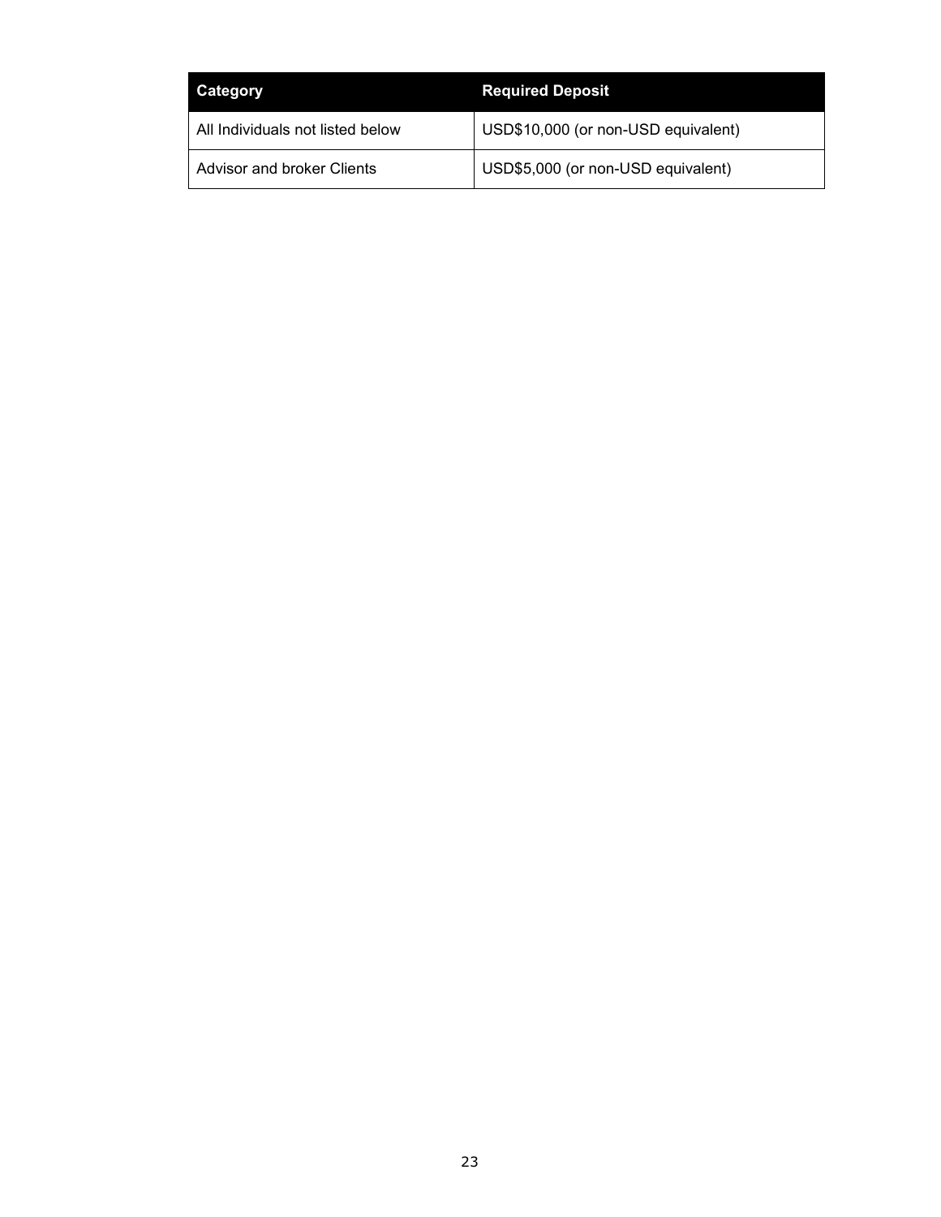| Category | Required Deposit |
| --- | --- |
| All Individuals not listed below | USD$10,000 (or non-USD equivalent) |
| Advisor and broker Clients | USD$5,000 (or non-USD equivalent) |